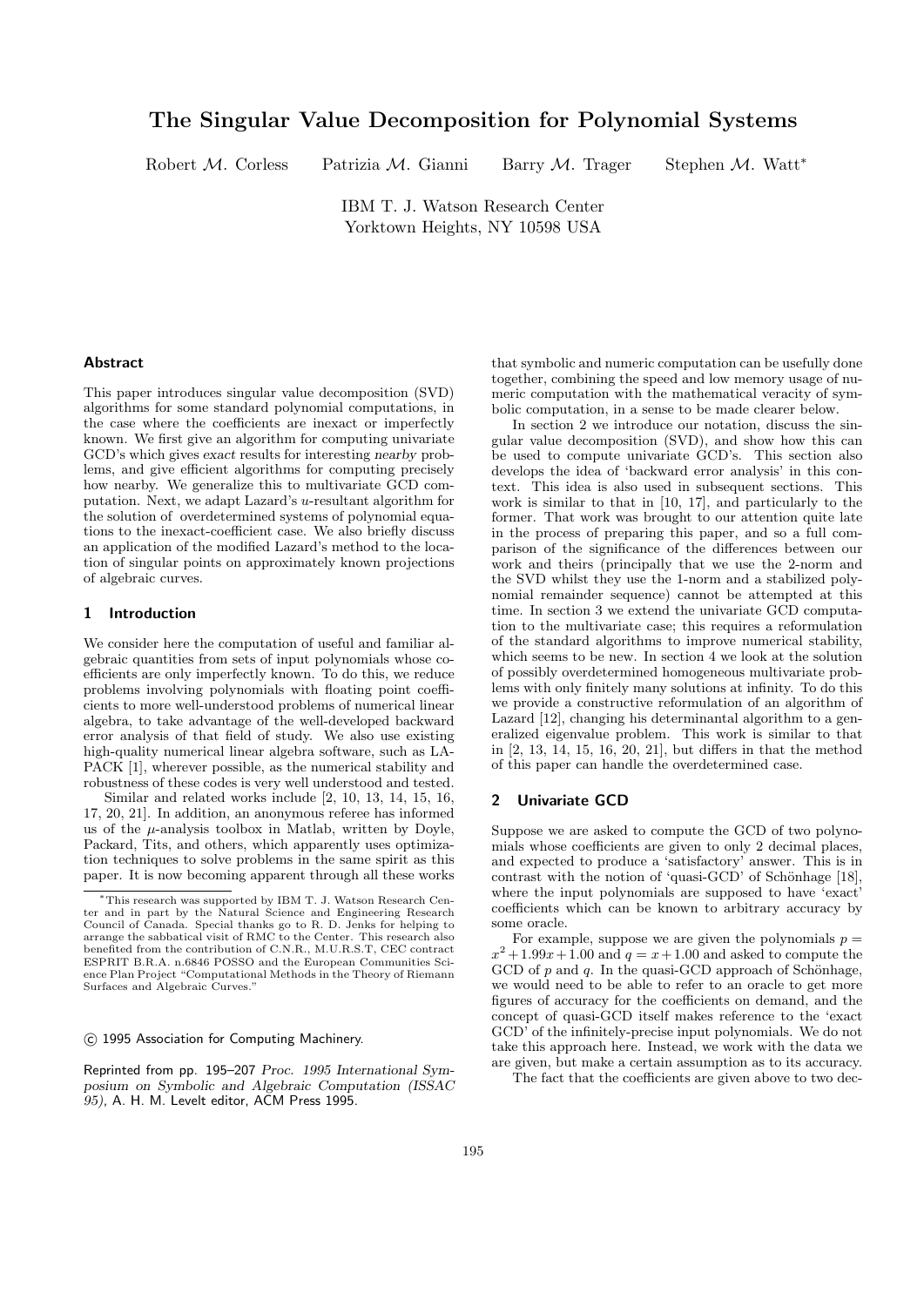# The Singular Value Decomposition for Polynomial Systems

Robert $\mathcal{M}$. Corless  Patrizia $\mathcal{M}$. Gianni  Barry $\mathcal{M}$. Trager  Stephen $\mathcal{M}$. Watt*

IBM T. J. Watson Research Center
Yorktown Heights, NY 10598 USA

## Abstract

This paper introduces singular value decomposition (SVD) algorithms for some standard polynomial computations, in the case where the coefficients are inexact or imperfectly known. We first give an algorithm for computing univariate GCD's which gives *exact* results for interesting *nearby* problems, and give efficient algorithms for computing precisely how nearby. We generalize this to multivariate GCD computation. Next, we adapt Lazard's $u$-resultant algorithm for the solution of overdetermined systems of polynomial equations to the inexact-coefficient case. We also briefly discuss an application of the modified Lazard's method to the location of singular points on approximately known projections of algebraic curves.

## 1 Introduction

We consider here the computation of useful and familiar algebraic quantities from sets of input polynomials whose coefficients are only imperfectly known. To do this, we reduce problems involving polynomials with floating point coefficients to more well-understood problems of numerical linear algebra, to take advantage of the well-developed backward error analysis of that field of study. We also use existing high-quality numerical linear algebra software, such as LAPACK [1], wherever possible, as the numerical stability and robustness of these codes is very well understood and tested.

Similar and related works include [2, 10, 13, 14, 15, 16, 17, 20, 21]. In addition, an anonymous referee has informed us of the $\mu$-analysis toolbox in Matlab, written by Doyle, Packard, Tits, and others, which apparently uses optimization techniques to solve problems in the same spirit as this paper. It is now becoming apparent through all these works that symbolic and numeric computation can be usefully done together, combining the speed and low memory usage of numeric computation with the mathematical veracity of symbolic computation, in a sense to be made clearer below.

In section 2 we introduce our notation, discuss the singular value decomposition (SVD), and show how this can be used to compute univariate GCD's. This section also develops the idea of 'backward error analysis' in this context. This idea is also used in subsequent sections. This work is similar to that in [10, 17], and particularly to the former. That work was brought to our attention quite late in the process of preparing this paper, and so a full comparison of the significance of the differences between our work and theirs (principally that we use the 2-norm and the SVD whilst they use the 1-norm and a stabilized polynomial remainder sequence) cannot be attempted at this time. In section 3 we extend the univariate GCD computation to the multivariate case; this requires a reformulation of the standard algorithms to improve numerical stability, which seems to be new. In section 4 we look at the solution of possibly overdetermined homogeneous multivariate problems with only finitely many solutions at infinity. To do this we provide a constructive reformulation of an algorithm of Lazard [12], changing his determinantal algorithm to a generalized eigenvalue problem. This work is similar to that in [2, 13, 14, 15, 16, 20, 21], but differs in that the method of this paper can handle the overdetermined case.

## 2 Univariate GCD

Suppose we are asked to compute the GCD of two polynomials whose coefficients are given to only 2 decimal places, and expected to produce a 'satisfactory' answer. This is in contrast with the notion of 'quasi-GCD' of Schönhage [18], where the input polynomials are supposed to have 'exact' coefficients which can be known to arbitrary accuracy by some oracle.

For example, suppose we are given the polynomials $p = x^2 + 1.99x + 1.00$ and $q = x + 1.00$ and asked to compute the GCD of $p$ and $q$. In the quasi-GCD approach of Schönhage, we would need to be able to refer to an oracle to get more figures of accuracy for the coefficients on demand, and the concept of quasi-GCD itself makes reference to the 'exact GCD' of the infinitely-precise input polynomials. We do not take this approach here. Instead, we work with the data we are given, but make a certain assumption as to its accuracy.

The fact that the coefficients are given above to two dec-

---

*This research was supported by IBM T. J. Watson Research Center and in part by the Natural Science and Engineering Research Council of Canada. Special thanks go to R. D. Jenks for helping to arrange the sabbatical visit of RMC to the Center. This research also benefited from the contribution of C.N.R., M.U.R.S.T, CEC contract ESPRIT B.R.A. n.6846 POSSO and the European Communities Science Plan Project "Computational Methods in the Theory of Riemann Surfaces and Algebraic Curves."

© 1995 Association for Computing Machinery.

Reprinted from pp. 195–207 *Proc. 1995 International Symposium on Symbolic and Algebraic Computation (ISSAC 95)*, A. H. M. Levelt editor, ACM Press 1995.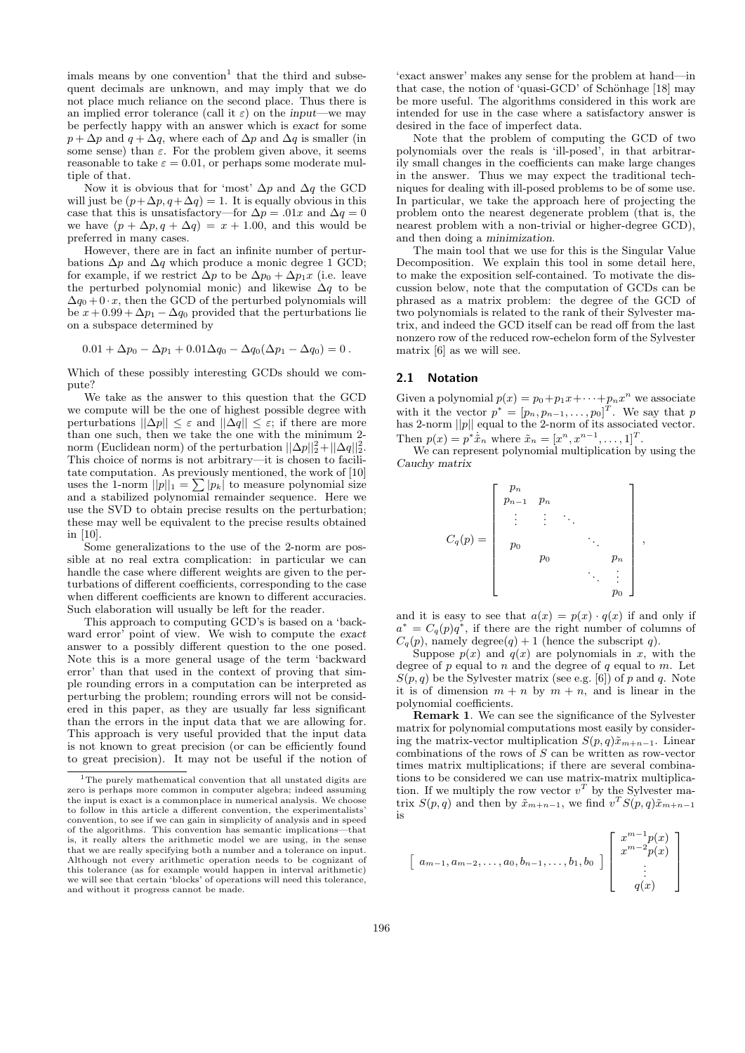imals means by one convention[1] that the third and subsequent decimals are unknown, and may imply that we do not place much reliance on the second place. Thus there is an implied error tolerance (call it $\varepsilon$) on the *input*—we may be perfectly happy with an answer which is *exact* for some $p + \Delta p$ and $q + \Delta q$, where each of $\Delta p$ and $\Delta q$ is smaller (in some sense) than $\varepsilon$. For the problem given above, it seems reasonable to take $\varepsilon = 0.01$, or perhaps some moderate multiple of that.

Now it is obvious that for 'most' $\Delta p$ and $\Delta q$ the GCD will just be $(p + \Delta p, q + \Delta q) = 1$. It is equally obvious in this case that this is unsatisfactory—for $\Delta p = .01x$ and $\Delta q = 0$ we have $(p + \Delta p, q + \Delta q) = x + 1.00$, and this would be preferred in many cases.

However, there are in fact an infinite number of perturbations $\Delta p$ and $\Delta q$ which produce a monic degree 1 GCD; for example, if we restrict $\Delta p$ to be $\Delta p_0 + \Delta p_1 x$ (i.e. leave the perturbed polynomial monic) and likewise $\Delta q$ to be $\Delta q_0 + 0 \cdot x$, then the GCD of the perturbed polynomials will be $x + 0.99 + \Delta p_1 - \Delta q_0$ provided that the perturbations lie on a subspace determined by

$$0.01 + \Delta p_0 - \Delta p_1 + 0.01\Delta q_0 - \Delta q_0(\Delta p_1 - \Delta q_0) = 0\,.$$

Which of these possibly interesting GCDs should we compute?

We take as the answer to this question that the GCD we compute will be the one of highest possible degree with perturbations $||\Delta p|| \le \varepsilon$ and $||\Delta q|| \le \varepsilon$; if there are more than one such, then we take the one with the minimum 2-norm (Euclidean norm) of the perturbation $||\Delta p||_2^2 + ||\Delta q||_2^2$. This choice of norms is not arbitrary—it is chosen to facilitate computation. As previously mentioned, the work of [10] uses the 1-norm $||p||_1 = \sum |p_k|$ to measure polynomial size and a stabilized polynomial remainder sequence. Here we use the SVD to obtain precise results on the perturbation; these may well be equivalent to the precise results obtained in [10].

Some generalizations to the use of the 2-norm are possible at no real extra complication: in particular we can handle the case where different weights are given to the perturbations of different coefficients, corresponding to the case when different coefficients are known to different accuracies. Such elaboration will usually be left for the reader.

This approach to computing GCD's is based on a 'backward error' point of view. We wish to compute the *exact* answer to a possibly different question to the one posed. Note this is a more general usage of the term 'backward error' than that used in the context of proving that simple rounding errors in a computation can be interpreted as perturbing the problem; rounding errors will not be considered in this paper, as they are usually far less significant than the errors in the input data that we are allowing for. This approach is very useful provided that the input data is not known to great precision (or can be efficiently found to great precision). It may not be useful if the notion of 'exact answer' makes any sense for the problem at hand—in that case, the notion of 'quasi-GCD' of Schönhage [18] may be more useful. The algorithms considered in this work are intended for use in the case where a satisfactory answer is desired in the face of imperfect data.

Note that the problem of computing the GCD of two polynomials over the reals is 'ill-posed', in that arbitrarily small changes in the coefficients can make large changes in the answer. Thus we may expect the traditional techniques for dealing with ill-posed problems to be of some use. In particular, we take the approach here of projecting the problem onto the nearest degenerate problem (that is, the nearest problem with a non-trivial or higher-degree GCD), and then doing a *minimization*.

The main tool that we use for this is the Singular Value Decomposition. We explain this tool in some detail here, to make the exposition self-contained. To motivate the discussion below, note that the computation of GCDs can be phrased as a matrix problem: the degree of the GCD of two polynomials is related to the rank of their Sylvester matrix, and indeed the GCD itself can be read off from the last nonzero row of the reduced row-echelon form of the Sylvester matrix [6] as we will see.

## 2.1 Notation

Given a polynomial $p(x) = p_0 + p_1 x + \cdots + p_n x^n$ we associate with it the vector $p^* = [p_n, p_{n-1}, \ldots, p_0]^T$. We say that $p$ has 2-norm $||p||$ equal to the 2-norm of its associated vector. Then $p(x) = p^* \dot{\tilde{x}}_n$ where $\tilde{x}_n = [x^n, x^{n-1}, \ldots, 1]^T$.

We can represent polynomial multiplication by using the *Cauchy matrix*

$$C_q(p) = \begin{bmatrix} p_n & & & \\ p_{n-1} & p_n & & \\ \vdots & \vdots & \ddots & \\ p_0 & & \ddots & \\ & p_0 & & p_n \\ & & \ddots & \vdots \\ & & & p_0 \end{bmatrix},$$

and it is easy to see that $a(x) = p(x) \cdot q(x)$ if and only if $a^* = C_q(p) q^*$, if there are the right number of columns of $C_q(p)$, namely degree$(q) + 1$ (hence the subscript $q$).

Suppose $p(x)$ and $q(x)$ are polynomials in $x$, with the degree of $p$ equal to $n$ and the degree of $q$ equal to $m$. Let $S(p, q)$ be the Sylvester matrix (see e.g. [6]) of $p$ and $q$. Note it is of dimension $m + n$ by $m + n$, and is linear in the polynomial coefficients.

**Remark 1**. We can see the significance of the Sylvester matrix for polynomial computations most easily by considering the matrix-vector multiplication $S(p, q)\tilde{x}_{m+n-1}$. Linear combinations of the rows of $S$ can be written as row-vector times matrix multiplications; if there are several combinations to be considered we can use matrix-matrix multiplication. If we multiply the row vector $v^T$ by the Sylvester matrix $S(p, q)$ and then by $\tilde{x}_{m+n-1}$, we find $v^T S(p, q)\tilde{x}_{m+n-1}$ is

$$\begin{bmatrix} a_{m-1}, a_{m-2}, \ldots, a_0, b_{n-1}, \ldots, b_1, b_0 \end{bmatrix} \begin{bmatrix} x^{m-1}p(x) \\ x^{m-2}p(x) \\ \vdots \\ q(x) \end{bmatrix}$$

---

[1] The purely mathematical convention that all unstated digits are zero is perhaps more common in computer algebra; indeed assuming the input is exact is a commonplace in numerical analysis. We choose to follow in this article a different convention, the experimentalists' convention, to see if we can gain in simplicity of analysis and in speed of the algorithms. This convention has semantic implications—that is, it really alters the arithmetic model we are using, in the sense that we are really specifying both a number and a tolerance on input. Although not every arithmetic operation needs to be cognizant of this tolerance (as for example would happen in interval arithmetic) we will see that certain 'blocks' of operations will need this tolerance, and without it progress cannot be made.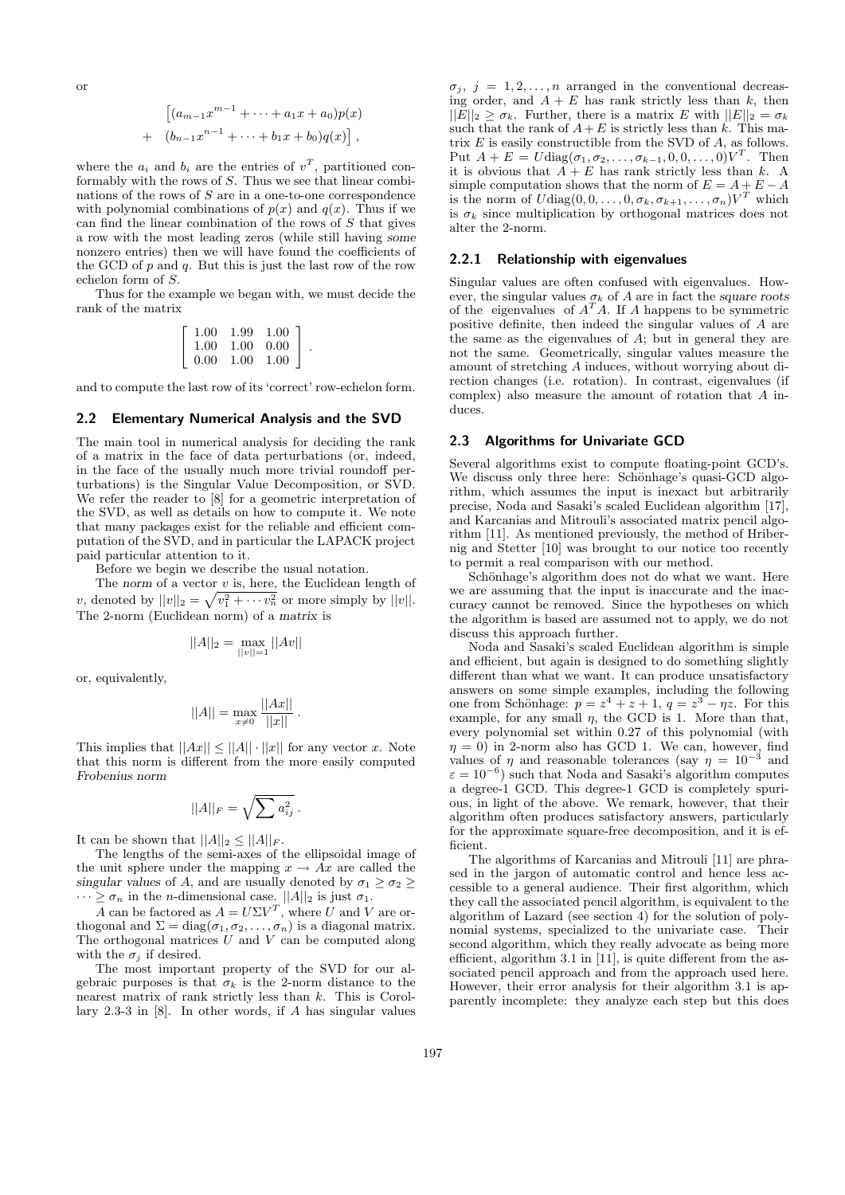or

$$\left[(a_{m-1}x^{m-1} + \cdots + a_1 x + a_0)p(x)\right.$$
$$\left. + \quad (b_{n-1}x^{n-1} + \cdots + b_1 x + b_0)q(x)\right] ,$$

where the $a_i$ and $b_i$ are the entries of $v^T$, partitioned conformably with the rows of $S$. Thus we see that linear combinations of the rows of $S$ are in a one-to-one correspondence with polynomial combinations of $p(x)$ and $q(x)$. Thus if we can find the linear combination of the rows of $S$ that gives a row with the most leading zeros (while still having *some* nonzero entries) then we will have found the coefficients of the GCD of $p$ and $q$. But this is just the last row of the row echelon form of $S$.

Thus for the example we began with, we must decide the rank of the matrix

$$\begin{bmatrix} 1.00 & 1.99 & 1.00 \\ 1.00 & 1.00 & 0.00 \\ 0.00 & 1.00 & 1.00 \end{bmatrix} .$$

and to compute the last row of its 'correct' row-echelon form.

### 2.2 Elementary Numerical Analysis and the SVD

The main tool in numerical analysis for deciding the rank of a matrix in the face of data perturbations (or, indeed, in the face of the usually much more trivial roundoff perturbations) is the Singular Value Decomposition, or SVD. We refer the reader to [8] for a geometric interpretation of the SVD, as well as details on how to compute it. We note that many packages exist for the reliable and efficient computation of the SVD, and in particular the LAPACK project paid particular attention to it.

Before we begin we describe the usual notation.

The *norm* of a vector $v$ is, here, the Euclidean length of $v$, denoted by $||v||_2 = \sqrt{v_1^2 + \cdots v_n^2}$ or more simply by $||v||$. The 2-norm (Euclidean norm) of a *matrix* is

$$||A||_2 = \max_{||v||=1} ||Av||$$

or, equivalently,

$$||A|| = \max_{x \neq 0} \frac{||Ax||}{||x||} .$$

This implies that $||Ax|| \leq ||A|| \cdot ||x||$ for any vector $x$. Note that this norm is different from the more easily computed *Frobenius norm*

$$||A||_F = \sqrt{\sum a_{ij}^2} .$$

It can be shown that $||A||_2 \leq ||A||_F$.

The lengths of the semi-axes of the ellipsoidal image of the unit sphere under the mapping $x \to Ax$ are called the *singular values* of $A$, and are usually denoted by $\sigma_1 \geq \sigma_2 \geq \cdots \geq \sigma_n$ in the $n$-dimensional case. $||A||_2$ is just $\sigma_1$.

$A$ can be factored as $A = U\Sigma V^T$, where $U$ and $V$ are orthogonal and $\Sigma = \mathrm{diag}(\sigma_1, \sigma_2, \ldots, \sigma_n)$ is a diagonal matrix. The orthogonal matrices $U$ and $V$ can be computed along with the $\sigma_j$ if desired.

The most important property of the SVD for our algebraic purposes is that $\sigma_k$ is the 2-norm distance to the nearest matrix of rank strictly less than $k$. This is Corollary 2.3-3 in [8]. In other words, if $A$ has singular values $\sigma_j$, $j = 1, 2, \ldots, n$ arranged in the conventional decreasing order, and $A + E$ has rank strictly less than $k$, then $||E||_2 \geq \sigma_k$. Further, there is a matrix $E$ with $||E||_2 = \sigma_k$ such that the rank of $A+E$ is strictly less than $k$. This matrix $E$ is easily constructible from the SVD of $A$, as follows. Put $A + E = U\mathrm{diag}(\sigma_1, \sigma_2, \ldots, \sigma_{k-1}, 0, 0, \ldots, 0)V^T$. Then it is obvious that $A + E$ has rank strictly less than $k$. A simple computation shows that the norm of $E = A + E - A$ is the norm of $U\mathrm{diag}(0, 0, \ldots, 0, \sigma_k, \sigma_{k+1}, \ldots, \sigma_n)V^T$ which is $\sigma_k$ since multiplication by orthogonal matrices does not alter the 2-norm.

#### 2.2.1 Relationship with eigenvalues

Singular values are often confused with eigenvalues. However, the singular values $\sigma_k$ of $A$ are in fact the *square roots* of the eigenvalues of $A^TA$. If $A$ happens to be symmetric positive definite, then indeed the singular values of $A$ are the same as the eigenvalues of $A$; but in general they are not the same. Geometrically, singular values measure the amount of stretching $A$ induces, without worrying about direction changes (i.e. rotation). In contrast, eigenvalues (if complex) also measure the amount of rotation that $A$ induces.

### 2.3 Algorithms for Univariate GCD

Several algorithms exist to compute floating-point GCD's. We discuss only three here: Schönhage's quasi-GCD algorithm, which assumes the input is inexact but arbitrarily precise, Noda and Sasaki's scaled Euclidean algorithm [17], and Karcanias and Mitrouli's associated matrix pencil algorithm [11]. As mentioned previously, the method of Hribernig and Stetter [10] was brought to our notice too recently to permit a real comparison with our method.

Schönhage's algorithm does not do what we want. Here we are assuming that the input is inaccurate and the inaccuracy cannot be removed. Since the hypotheses on which the algorithm is based are assumed not to apply, we do not discuss this approach further.

Noda and Sasaki's scaled Euclidean algorithm is simple and efficient, but again is designed to do something slightly different than what we want. It can produce unsatisfactory answers on some simple examples, including the following one from Schönhage: $p = z^4 + z + 1$, $q = z^3 - \eta z$. For this example, for any small $\eta$, the GCD is 1. More than that, every polynomial set within 0.27 of this polynomial (with $\eta = 0$) in 2-norm also has GCD 1. We can, however, find values of $\eta$ and reasonable tolerances (say $\eta = 10^{-3}$ and $\varepsilon = 10^{-6}$) such that Noda and Sasaki's algorithm computes a degree-1 GCD. This degree-1 GCD is completely spurious, in light of the above. We remark, however, that their algorithm often produces satisfactory answers, particularly for the approximate square-free decomposition, and it is efficient.

The algorithms of Karcanias and Mitrouli [11] are phrased in the jargon of automatic control and hence less accessible to a general audience. Their first algorithm, which they call the associated pencil algorithm, is equivalent to the algorithm of Lazard (see section 4) for the solution of polynomial systems, specialized to the univariate case. Their second algorithm, which they really advocate as being more efficient, algorithm 3.1 in [11], is quite different from the associated pencil approach and from the approach used here. However, their error analysis for their algorithm 3.1 is apparently incomplete: they analyze each step but this does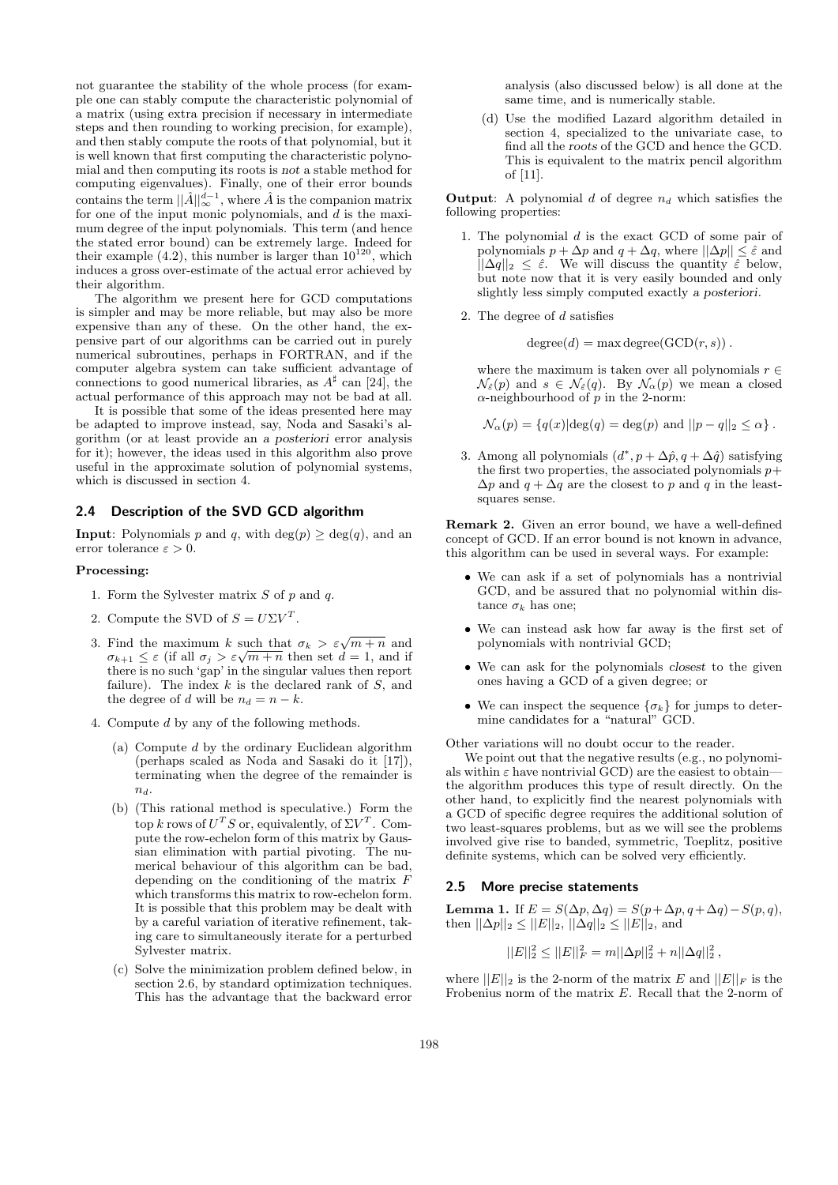not guarantee the stability of the whole process (for example one can stably compute the characteristic polynomial of a matrix (using extra precision if necessary in intermediate steps and then rounding to working precision, for example), and then stably compute the roots of that polynomial, but it is well known that first computing the characteristic polynomial and then computing its roots is *not* a stable method for computing eigenvalues). Finally, one of their error bounds contains the term $||\hat{A}||_\infty^{d-1}$, where $\hat{A}$ is the companion matrix for one of the input monic polynomials, and $d$ is the maximum degree of the input polynomials. This term (and hence the stated error bound) can be extremely large. Indeed for their example (4.2), this number is larger than $10^{120}$, which induces a gross over-estimate of the actual error achieved by their algorithm.

The algorithm we present here for GCD computations is simpler and may be more reliable, but may also be more expensive than any of these. On the other hand, the expensive part of our algorithms can be carried out in purely numerical subroutines, perhaps in FORTRAN, and if the computer algebra system can take sufficient advantage of connections to good numerical libraries, as $A^\sharp$ can [24], the actual performance of this approach may not be bad at all.

It is possible that some of the ideas presented here may be adapted to improve instead, say, Noda and Sasaki's algorithm (or at least provide an *a posteriori* error analysis for it); however, the ideas used in this algorithm also prove useful in the approximate solution of polynomial systems, which is discussed in section 4.

## 2.4 Description of the SVD GCD algorithm

**Input**: Polynomials $p$ and $q$, with $\deg(p) \geq \deg(q)$, and an error tolerance $\varepsilon > 0$.

**Processing:**

1. Form the Sylvester matrix $S$ of $p$ and $q$.
2. Compute the SVD of $S = U\Sigma V^T$.
3. Find the maximum $k$ such that $\sigma_k > \varepsilon\sqrt{m+n}$ and $\sigma_{k+1} \leq \varepsilon$ (if all $\sigma_j > \varepsilon\sqrt{m+n}$ then set $d = 1$, and if there is no such 'gap' in the singular values then report failure). The index $k$ is the declared rank of $S$, and the degree of $d$ will be $n_d = n - k$.
4. Compute $d$ by any of the following methods.
   (a) Compute $d$ by the ordinary Euclidean algorithm (perhaps scaled as Noda and Sasaki do it [17]), terminating when the degree of the remainder is $n_d$.
   (b) (This rational method is speculative.) Form the top $k$ rows of $U^T S$ or, equivalently, of $\Sigma V^T$. Compute the row-echelon form of this matrix by Gaussian elimination with partial pivoting. The numerical behaviour of this algorithm can be bad, depending on the conditioning of the matrix $F$ which transforms this matrix to row-echelon form. It is possible that this problem may be dealt with by a careful variation of iterative refinement, taking care to simultaneously iterate for a perturbed Sylvester matrix.
   (c) Solve the minimization problem defined below, in section 2.6, by standard optimization techniques. This has the advantage that the backward error analysis (also discussed below) is all done at the same time, and is numerically stable.
   (d) Use the modified Lazard algorithm detailed in section 4, specialized to the univariate case, to find all the *roots* of the GCD and hence the GCD. This is equivalent to the matrix pencil algorithm of [11].

**Output**: A polynomial $d$ of degree $n_d$ which satisfies the following properties:

1. The polynomial $d$ is the exact GCD of some pair of polynomials $p + \Delta p$ and $q + \Delta q$, where $||\Delta p|| \leq \hat{\varepsilon}$ and $||\Delta q||_2 \leq \hat{\varepsilon}$. We will discuss the quantity $\hat{\varepsilon}$ below, but note now that it is very easily bounded and only slightly less simply computed exactly *a posteriori*.
2. The degree of $d$ satisfies
$$\operatorname{degree}(d) = \max \operatorname{degree}(\operatorname{GCD}(r, s))\,.$$
where the maximum is taken over all polynomials $r \in \mathcal{N}_{\hat{\varepsilon}}(p)$ and $s \in \mathcal{N}_{\hat{\varepsilon}}(q)$. By $\mathcal{N}_\alpha(p)$ we mean a closed $\alpha$-neighbourhood of $p$ in the 2-norm:
$$\mathcal{N}_\alpha(p) = \{q(x) | \deg(q) = \deg(p) \text{ and } ||p - q||_2 \leq \alpha\}\,.$$
3. Among all polynomials $(d^*, p + \Delta\hat{p}, q + \Delta\hat{q})$ satisfying the first two properties, the associated polynomials $p + \Delta p$ and $q + \Delta q$ are the closest to $p$ and $q$ in the least-squares sense.

**Remark 2.** Given an error bound, we have a well-defined concept of GCD. If an error bound is not known in advance, this algorithm can be used in several ways. For example:

- We can ask if a set of polynomials has a nontrivial GCD, and be assured that no polynomial within distance $\sigma_k$ has one;
- We can instead ask how far away is the first set of polynomials with nontrivial GCD;
- We can ask for the polynomials *closest* to the given ones having a GCD of a given degree; or
- We can inspect the sequence $\{\sigma_k\}$ for jumps to determine candidates for a "natural" GCD.

Other variations will no doubt occur to the reader.

We point out that the negative results (e.g., no polynomials within $\varepsilon$ have nontrivial GCD) are the easiest to obtain—the algorithm produces this type of result directly. On the other hand, to explicitly find the nearest polynomials with a GCD of specific degree requires the additional solution of two least-squares problems, but as we will see the problems involved give rise to banded, symmetric, Toeplitz, positive definite systems, which can be solved very efficiently.

## 2.5 More precise statements

**Lemma 1.** If $E = S(\Delta p, \Delta q) = S(p + \Delta p, q + \Delta q) - S(p, q)$, then $||\Delta p||_2 \leq ||E||_2$, $||\Delta q||_2 \leq ||E||_2$, and

$$||E||_2^2 \leq ||E||_F^2 = m||\Delta p||_2^2 + n||\Delta q||_2^2\,,$$

where $||E||_2$ is the 2-norm of the matrix $E$ and $||E||_F$ is the Frobenius norm of the matrix $E$. Recall that the 2-norm of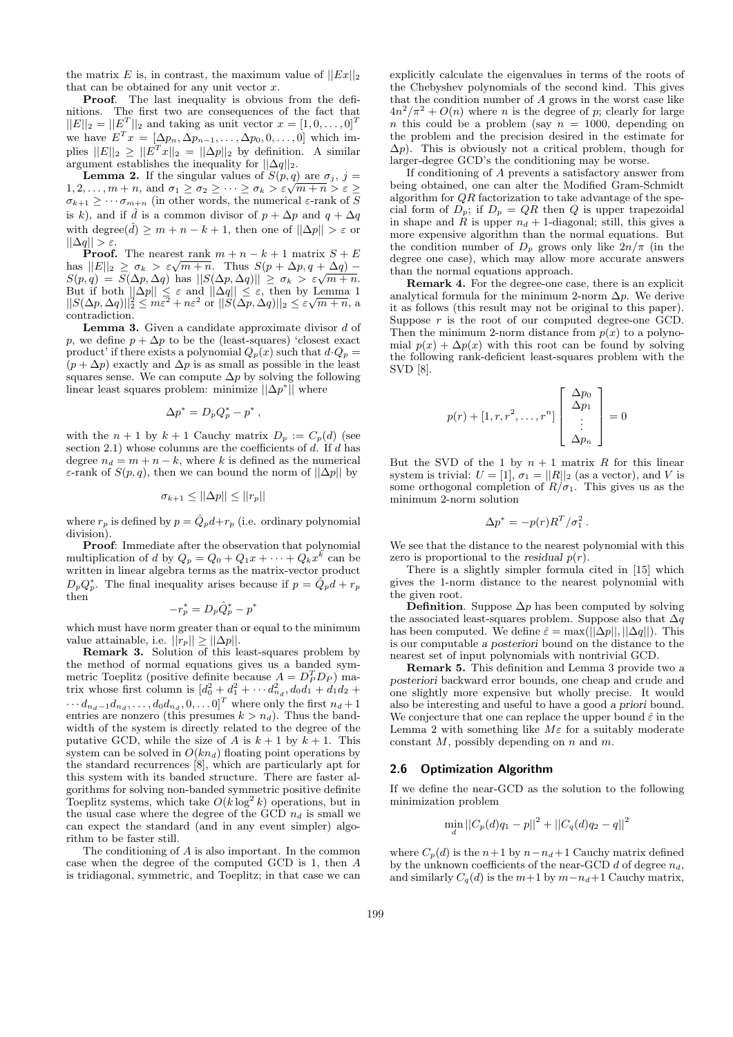the matrix $E$ is, in contrast, the maximum value of $||Ex||_2$ that can be obtained for any unit vector $x$.

**Proof**. The last inequality is obvious from the definitions. The first two are consequences of the fact that $||E||_2 = ||E^T||_2$ and taking as unit vector $x = [1, 0, \ldots, 0]^T$ we have $E^T x = [\Delta p_n, \Delta p_{n-1}, \ldots, \Delta p_0, 0, \ldots, 0]$ which implies $||E||_2 \geq ||E^T x||_2 = ||\Delta p||_2$ by definition. A similar argument establishes the inequality for $||\Delta q||_2$.

**Lemma 2.** If the singular values of $S(p,q)$ are $\sigma_j$, $j = 1, 2, \ldots, m+n$, and $\sigma_1 \geq \sigma_2 \geq \cdots \geq \sigma_k > \varepsilon\sqrt{m+n} > \varepsilon \geq \sigma_{k+1} \geq \cdots \sigma_{m+n}$ (in other words, the numerical $\varepsilon$-rank of $S$ is $k$), and if $\hat{d}$ is a common divisor of $p + \Delta p$ and $q + \Delta q$ with degree$(\hat{d}) \geq m + n - k + 1$, then one of $||\Delta p|| > \varepsilon$ or $||\Delta q|| > \varepsilon$.

**Proof.** The nearest rank $m + n - k + 1$ matrix $S + E$ has $||E||_2 \geq \sigma_k > \varepsilon\sqrt{m+n}$. Thus $S(p + \Delta p, q + \Delta q) - S(p,q) = S(\Delta p, \Delta q)$ has $||S(\Delta p, \Delta q)|| \geq \sigma_k > \varepsilon\sqrt{m+n}$. But if both $||\Delta p|| \leq \varepsilon$ and $||\Delta q|| \leq \varepsilon$, then by Lemma 1 $||S(\Delta p, \Delta q)||_2^2 \leq m\varepsilon^2 + n\varepsilon^2$ or $||S(\Delta p, \Delta q)||_2 \leq \varepsilon\sqrt{m+n}$, a contradiction.

**Lemma 3.** Given a candidate approximate divisor $d$ of $p$, we define $p + \Delta p$ to be the (least-squares) 'closest exact product' if there exists a polynomial $Q_p(x)$ such that $d \cdot Q_p = (p + \Delta p)$ exactly and $\Delta p$ is as small as possible in the least squares sense. We can compute $\Delta p$ by solving the following linear least squares problem: minimize $||\Delta p^*||$ where

$$\Delta p^* = D_p Q_p^* - p^* ,$$

with the $n+1$ by $k+1$ Cauchy matrix $D_p := C_p(d)$ (see section 2.1) whose columns are the coefficients of $d$. If $d$ has degree $n_d = m + n - k$, where $k$ is defined as the numerical $\varepsilon$-rank of $S(p,q)$, then we can bound the norm of $||\Delta p||$ by

$$\sigma_{k+1} \leq ||\Delta p|| \leq ||r_p||$$

where $r_p$ is defined by $p = \hat{Q}_p d + r_p$ (i.e. ordinary polynomial division).

**Proof**: Immediate after the observation that polynomial multiplication of $d$ by $Q_p = Q_0 + Q_1 x + \cdots + Q_k x^k$ can be written in linear algebra terms as the matrix-vector product $D_p Q_p^*$. The final inequality arises because if $p = \hat{Q}_p d + r_p$ then

$$-r_p^* = D_p \hat{Q}_p^* - p^*$$

which must have norm greater than or equal to the minimum value attainable, i.e. $||r_p|| \geq ||\Delta p||$.

**Remark 3.** Solution of this least-squares problem by the method of normal equations gives us a banded symmetric Toeplitz (positive definite because $A = D_P^T D_P$) matrix whose first column is $[d_0^2 + d_1^2 + \cdots d_{n_d}^2, d_0 d_1 + d_1 d_2 + \cdots d_{n_d - 1} d_{n_d}, \ldots, d_0 d_{n_d}, 0, \ldots 0]^T$ where only the first $n_d + 1$ entries are nonzero (this presumes $k > n_d$). Thus the bandwidth of the system is directly related to the degree of the putative GCD, while the size of $A$ is $k+1$ by $k+1$. This system can be solved in $O(k n_d)$ floating point operations by the standard recurrences [8], which are particularly apt for this system with its banded structure. There are faster algorithms for solving non-banded symmetric positive definite Toeplitz systems, which take $O(k \log^2 k)$ operations, but in the usual case where the degree of the GCD $n_d$ is small we can expect the standard (and in any event simpler) algorithm to be faster still.

The conditioning of $A$ is also important. In the common case when the degree of the computed GCD is 1, then $A$ is tridiagonal, symmetric, and Toeplitz; in that case we can explicitly calculate the eigenvalues in terms of the roots of the Chebyshev polynomials of the second kind. This gives that the condition number of $A$ grows in the worst case like $4n^2/\pi^2 + O(n)$ where $n$ is the degree of $p$; clearly for large $n$ this could be a problem (say $n = 1000$, depending on the problem and the precision desired in the estimate for $\Delta p$). This is obviously not a critical problem, though for larger-degree GCD's the conditioning may be worse.

If conditioning of $A$ prevents a satisfactory answer from being obtained, one can alter the Modified Gram-Schmidt algorithm for $QR$ factorization to take advantage of the special form of $D_p$; if $D_p = QR$ then $Q$ is upper trapezoidal in shape and $R$ is upper $n_d + 1$-diagonal; still, this gives a more expensive algorithm than the normal equations. But the condition number of $D_p$ grows only like $2n/\pi$ (in the degree one case), which may allow more accurate answers than the normal equations approach.

**Remark 4.** For the degree-one case, there is an explicit analytical formula for the minimum 2-norm $\Delta p$. We derive it as follows (this result may not be original to this paper). Suppose $r$ is the root of our computed degree-one GCD. Then the minimum 2-norm distance from $p(x)$ to a polynomial $p(x) + \Delta p(x)$ with this root can be found by solving the following rank-deficient least-squares problem with the SVD [8].

$$p(r) + [1, r, r^2, \ldots, r^n] \begin{bmatrix} \Delta p_0 \\ \Delta p_1 \\ \vdots \\ \Delta p_n \end{bmatrix} = 0$$

But the SVD of the 1 by $n+1$ matrix $R$ for this linear system is trivial: $U = [1]$, $\sigma_1 = ||R||_2$ (as a vector), and $V$ is some orthogonal completion of $R/\sigma_1$. This gives us as the minimum 2-norm solution

$$\Delta p^* = -p(r) R^T / \sigma_1^2 .$$

We see that the distance to the nearest polynomial with this zero is proportional to the *residual* $p(r)$.

There is a slightly simpler formula cited in [15] which gives the 1-norm distance to the nearest polynomial with the given root.

**Definition**. Suppose $\Delta p$ has been computed by solving the associated least-squares problem. Suppose also that $\Delta q$ has been computed. We define $\hat{\varepsilon} = \max(||\Delta p||, ||\Delta q||)$. This is our computable *a posteriori* bound on the distance to the nearest set of input polynomials with nontrivial GCD.

**Remark 5.** This definition and Lemma 3 provide two *a posteriori* backward error bounds, one cheap and crude and one slightly more expensive but wholly precise. It would also be interesting and useful to have a good *a priori* bound. We conjecture that one can replace the upper bound $\hat{\varepsilon}$ in the Lemma 2 with something like $M\varepsilon$ for a suitably moderate constant $M$, possibly depending on $n$ and $m$.

### 2.6 Optimization Algorithm

If we define the near-GCD as the solution to the following minimization problem

$$\min_d ||C_p(d) q_1 - p||^2 + ||C_q(d) q_2 - q||^2$$

where $C_p(d)$ is the $n+1$ by $n - n_d + 1$ Cauchy matrix defined by the unknown coefficients of the near-GCD $d$ of degree $n_d$, and similarly $C_q(d)$ is the $m+1$ by $m - n_d + 1$ Cauchy matrix,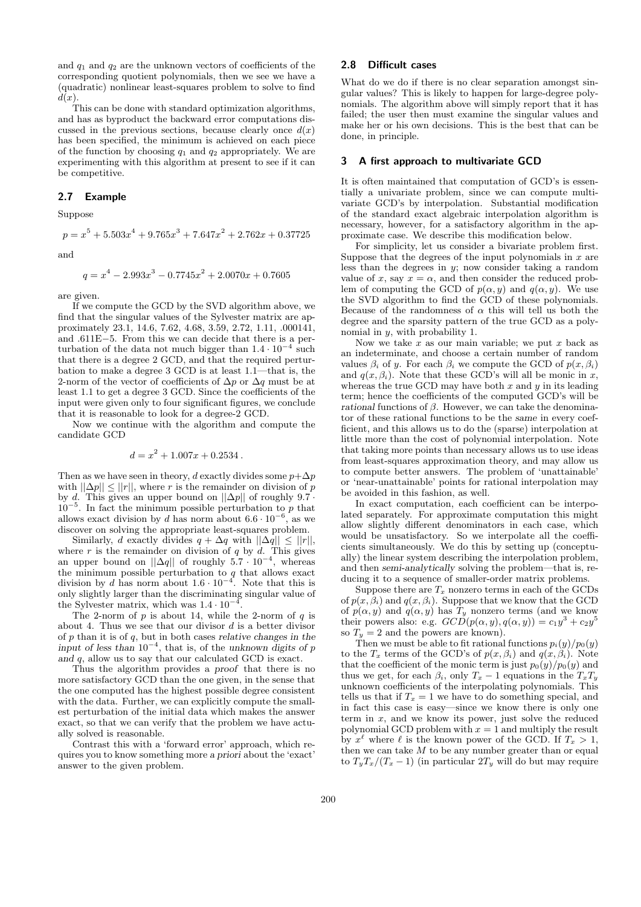and $q_1$ and $q_2$ are the unknown vectors of coefficients of the corresponding quotient polynomials, then we see we have a (quadratic) nonlinear least-squares problem to solve to find $d(x)$.

This can be done with standard optimization algorithms, and has as byproduct the backward error computations discussed in the previous sections, because clearly once $d(x)$ has been specified, the minimum is achieved on each piece of the function by choosing $q_1$ and $q_2$ appropriately. We are experimenting with this algorithm at present to see if it can be competitive.

### 2.7 Example

Suppose

$$p = x^5 + 5.503x^4 + 9.765x^3 + 7.647x^2 + 2.762x + 0.37725$$

and

$$q = x^4 - 2.993x^3 - 0.7745x^2 + 2.0070x + 0.7605$$

are given.

If we compute the GCD by the SVD algorithm above, we find that the singular values of the Sylvester matrix are approximately 23.1, 14.6, 7.62, 4.68, 3.59, 2.72, 1.11, .000141, and .611E−5. From this we can decide that there is a perturbation of the data not much bigger than $1.4 \cdot 10^{-4}$ such that there is a degree 2 GCD, and that the required perturbation to make a degree 3 GCD is at least 1.1—that is, the 2-norm of the vector of coefficients of $\Delta p$ or $\Delta q$ must be at least 1.1 to get a degree 3 GCD. Since the coefficients of the input were given only to four significant figures, we conclude that it is reasonable to look for a degree-2 GCD.

Now we continue with the algorithm and compute the candidate GCD

$$d = x^2 + 1.007x + 0.2534\,.$$

Then as we have seen in theory, $d$ exactly divides some $p+\Delta p$ with $||\Delta p|| \le ||r||$, where $r$ is the remainder on division of $p$ by $d$. This gives an upper bound on $||\Delta p||$ of roughly $9.7 \cdot 10^{-5}$. In fact the minimum possible perturbation to $p$ that allows exact division by $d$ has norm about $6.6 \cdot 10^{-6}$, as we discover on solving the appropriate least-squares problem.

Similarly, $d$ exactly divides $q + \Delta q$ with $||\Delta q|| \le ||r||$, where $r$ is the remainder on division of $q$ by $d$. This gives an upper bound on $||\Delta q||$ of roughly $5.7 \cdot 10^{-4}$, whereas the minimum possible perturbation to $q$ that allows exact division by $d$ has norm about $1.6 \cdot 10^{-4}$. Note that this is only slightly larger than the discriminating singular value of the Sylvester matrix, which was $1.4 \cdot 10^{-4}$.

The 2-norm of $p$ is about 14, while the 2-norm of $q$ is about 4. Thus we see that our divisor $d$ is a better divisor of $p$ than it is of $q$, but in both cases *relative changes in the input of less than* $10^{-4}$, that is, of the *unknown digits of p and q*, allow us to say that our calculated GCD is exact.

Thus the algorithm provides a *proof* that there is no more satisfactory GCD than the one given, in the sense that the one computed has the highest possible degree consistent with the data. Further, we can explicitly compute the smallest perturbation of the initial data which makes the answer exact, so that we can verify that the problem we have actually solved is reasonable.

Contrast this with a 'forward error' approach, which requires you to know something more *a priori* about the 'exact' answer to the given problem.

### 2.8 Difficult cases

What do we do if there is no clear separation amongst singular values? This is likely to happen for large-degree polynomials. The algorithm above will simply report that it has failed; the user then must examine the singular values and make her or his own decisions. This is the best that can be done, in principle.

## 3 A first approach to multivariate GCD

It is often maintained that computation of GCD's is essentially a univariate problem, since we can compute multivariate GCD's by interpolation. Substantial modification of the standard exact algebraic interpolation algorithm is necessary, however, for a satisfactory algorithm in the approximate case. We describe this modification below.

For simplicity, let us consider a bivariate problem first. Suppose that the degrees of the input polynomials in $x$ are less than the degrees in $y$; now consider taking a random value of $x$, say $x = \alpha$, and then consider the reduced problem of computing the GCD of $p(\alpha, y)$ and $q(\alpha, y)$. We use the SVD algorithm to find the GCD of these polynomials. Because of the randomness of $\alpha$ this will tell us both the degree and the sparsity pattern of the true GCD as a polynomial in $y$, with probability 1.

Now we take $x$ as our main variable; we put $x$ back as an indeterminate, and choose a certain number of random values $\beta_i$ of $y$. For each $\beta_i$ we compute the GCD of $p(x, \beta_i)$ and $q(x, \beta_i)$. Note that these GCD's will all be monic in $x$, whereas the true GCD may have both $x$ and $y$ in its leading term; hence the coefficients of the computed GCD's will be *rational* functions of $\beta$. However, we can take the denominator of these rational functions to be the *same* in every coefficient, and this allows us to do the (sparse) interpolation at little more than the cost of polynomial interpolation. Note that taking more points than necessary allows us to use ideas from least-squares approximation theory, and may allow us to compute better answers. The problem of 'unattainable' or 'near-unattainable' points for rational interpolation may be avoided in this fashion, as well.

In exact computation, each coefficient can be interpolated separately. For approximate computation this might allow slightly different denominators in each case, which would be unsatisfactory. So we interpolate all the coefficients simultaneously. We do this by setting up (conceptually) the linear system describing the interpolation problem, and then *semi-analytically* solving the problem—that is, reducing it to a sequence of smaller-order matrix problems.

Suppose there are $T_x$ nonzero terms in each of the GCDs of $p(x, \beta_i)$ and $q(x, \beta_i)$. Suppose that we know that the GCD of $p(\alpha, y)$ and $q(\alpha, y)$ has $T_y$ nonzero terms (and we know their powers also: e.g. $GCD(p(\alpha, y), q(\alpha, y)) = c_1y^3 + c_2y^5$ so $T_y = 2$ and the powers are known).

Then we must be able to fit rational functions $p_i(y)/p_0(y)$ to the $T_x$ terms of the GCD's of $p(x, \beta_i)$ and $q(x, \beta_i)$. Note that the coefficient of the monic term is just $p_0(y)/p_0(y)$ and thus we get, for each $\beta_i$, only $T_x - 1$ equations in the $T_xT_y$ unknown coefficients of the interpolating polynomials. This tells us that if $T_x = 1$ we have to do something special, and in fact this case is easy—since we know there is only one term in $x$, and we know its power, just solve the reduced polynomial GCD problem with $x = 1$ and multiply the result by $x^\ell$ where $\ell$ is the known power of the GCD. If $T_x > 1$, then we can take $M$ to be any number greater than or equal to $T_yT_x/(T_x - 1)$ (in particular $2T_y$ will do but may require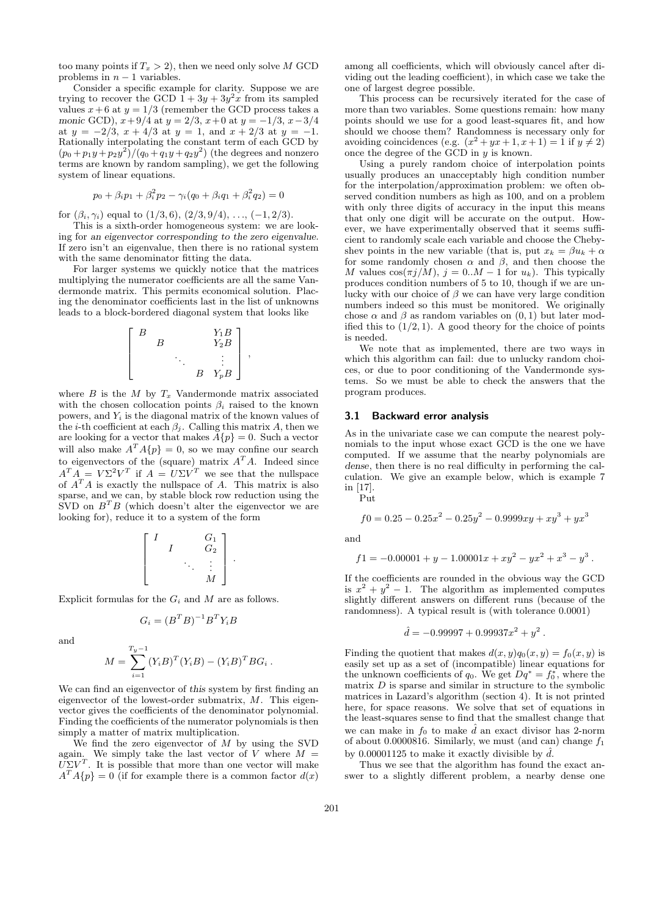too many points if $T_x > 2$), then we need only solve $M$ GCD problems in $n-1$ variables.

Consider a specific example for clarity. Suppose we are trying to recover the GCD $1 + 3y + 3y^2x$ from its sampled values $x+6$ at $y = 1/3$ (remember the GCD process takes a *monic* GCD), $x+9/4$ at $y = 2/3$, $x+0$ at $y = -1/3$, $x-3/4$ at $y = -2/3$, $x+4/3$ at $y = 1$, and $x+2/3$ at $y = -1$. Rationally interpolating the constant term of each GCD by $(p_0+p_1y+p_2y^2)/(q_0+q_1y+q_2y^2)$ (the degrees and nonzero terms are known by random sampling), we get the following system of linear equations.

$$p_0 + \beta_i p_1 + \beta_i^2 p_2 - \gamma_i(q_0 + \beta_i q_1 + \beta_i^2 q_2) = 0$$

for $(\beta_i, \gamma_i)$ equal to $(1/3, 6)$, $(2/3, 9/4)$, ..., $(-1, 2/3)$.

This is a sixth-order homogeneous system: we are looking for *an eigenvector corresponding to the zero eigenvalue*. If zero isn't an eigenvalue, then there is no rational system with the same denominator fitting the data.

For larger systems we quickly notice that the matrices multiplying the numerator coefficients are all the same Vandermonde matrix. This permits economical solution. Placing the denominator coefficients last in the list of unknowns leads to a block-bordered diagonal system that looks like

$$\begin{bmatrix} B & & & & Y_1B \\ & B & & & Y_2B \\ & & \ddots & & \vdots \\ & & & B & Y_pB \end{bmatrix},$$

where $B$ is the $M$ by $T_x$ Vandermonde matrix associated with the chosen collocation points $\beta_i$ raised to the known powers, and $Y_i$ is the diagonal matrix of the known values of the $i$-th coefficient at each $\beta_j$. Calling this matrix $A$, then we are looking for a vector that makes $A\{p\} = 0$. Such a vector will also make $A^TA\{p\} = 0$, so we may confine our search to eigenvectors of the (square) matrix $A^TA$. Indeed since $A^TA = V\Sigma^2V^T$ if $A = U\Sigma V^T$ we see that the nullspace of $A^TA$ is exactly the nullspace of $A$. This matrix is also sparse, and we can, by stable block row reduction using the SVD on $B^TB$ (which doesn't alter the eigenvector we are looking for), reduce it to a system of the form

$$\begin{bmatrix} I & & & G_1 \\ & I & & G_2 \\ & & \ddots & \vdots \\ & & & M \end{bmatrix}.$$

Explicit formulas for the $G_i$ and $M$ are as follows.

$$G_i = (B^TB)^{-1}B^TY_iB$$

and

$$M = \sum_{i=1}^{T_y-1}(Y_iB)^T(Y_iB) - (Y_iB)^TBG_i\,.$$

We can find an eigenvector of *this* system by first finding an eigenvector of the lowest-order submatrix, $M$. This eigenvector gives the coefficients of the denominator polynomial. Finding the coefficients of the numerator polynomials is then simply a matter of matrix multiplication.

We find the zero eigenvector of $M$ by using the SVD again. We simply take the last vector of $V$ where $M = U\Sigma V^T$. It is possible that more than one vector will make $A^TA\{p\} = 0$ (if for example there is a common factor $d(x)$ among all coefficients, which will obviously cancel after dividing out the leading coefficient), in which case we take the one of largest degree possible.

This process can be recursively iterated for the case of more than two variables. Some questions remain: how many points should we use for a good least-squares fit, and how should we choose them? Randomness is necessary only for avoiding coincidences (e.g. $(x^2+yx+1, x+1) = 1$ if $y \neq 2$) once the degree of the GCD in $y$ is known.

Using a purely random choice of interpolation points usually produces an unacceptably high condition number for the interpolation/approximation problem: we often observed condition numbers as high as 100, and on a problem with only three digits of accuracy in the input this means that only one digit will be accurate on the output. However, we have experimentally observed that it seems sufficient to randomly scale each variable and choose the Chebyshev points in the new variable (that is, put $x_k = \beta u_k + \alpha$ for some randomly chosen $\alpha$ and $\beta$, and then choose the $M$ values $\cos(\pi j/M)$, $j = 0..M-1$ for $u_k$). This typically produces condition numbers of 5 to 10, though if we are unlucky with our choice of $\beta$ we can have very large condition numbers indeed so this must be monitored. We originally chose $\alpha$ and $\beta$ as random variables on $(0, 1)$ but later modified this to $(1/2, 1)$. A good theory for the choice of points is needed.

We note that as implemented, there are two ways in which this algorithm can fail: due to unlucky random choices, or due to poor conditioning of the Vandermonde systems. So we must be able to check the answers that the program produces.

### 3.1 Backward error analysis

As in the univariate case we can compute the nearest polynomials to the input whose exact GCD is the one we have computed. If we assume that the nearby polynomials are *dense*, then there is no real difficulty in performing the calculation. We give an example below, which is example 7 in [17].

Put

$$f0 = 0.25 - 0.25x^2 - 0.25y^2 - 0.9999xy + xy^3 + yx^3$$

and

$$f1 = -0.00001 + y - 1.00001x + xy^2 - yx^2 + x^3 - y^3\,.$$

If the coefficients are rounded in the obvious way the GCD is $x^2 + y^2 - 1$. The algorithm as implemented computes slightly different answers on different runs (because of the randomness). A typical result is (with tolerance 0.0001)

$$\hat{d} = -0.99997 + 0.99937x^2 + y^2\,.$$

Finding the quotient that makes $d(x, y)q_0(x, y) = f_0(x, y)$ is easily set up as a set of (incompatible) linear equations for the unknown coefficients of $q_0$. We get $Dq^* = f_0^*$, where the matrix $D$ is sparse and similar in structure to the symbolic matrices in Lazard's algorithm (section 4). It is not printed here, for space reasons. We solve that set of equations in the least-squares sense to find that the smallest change that we can make in $f_0$ to make $\hat{d}$ an exact divisor has 2-norm of about 0.0000816. Similarly, we must (and can) change $f_1$ by 0.00001125 to make it exactly divisible by $\hat{d}$.

Thus we see that the algorithm has found the exact answer to a slightly different problem, a nearby dense one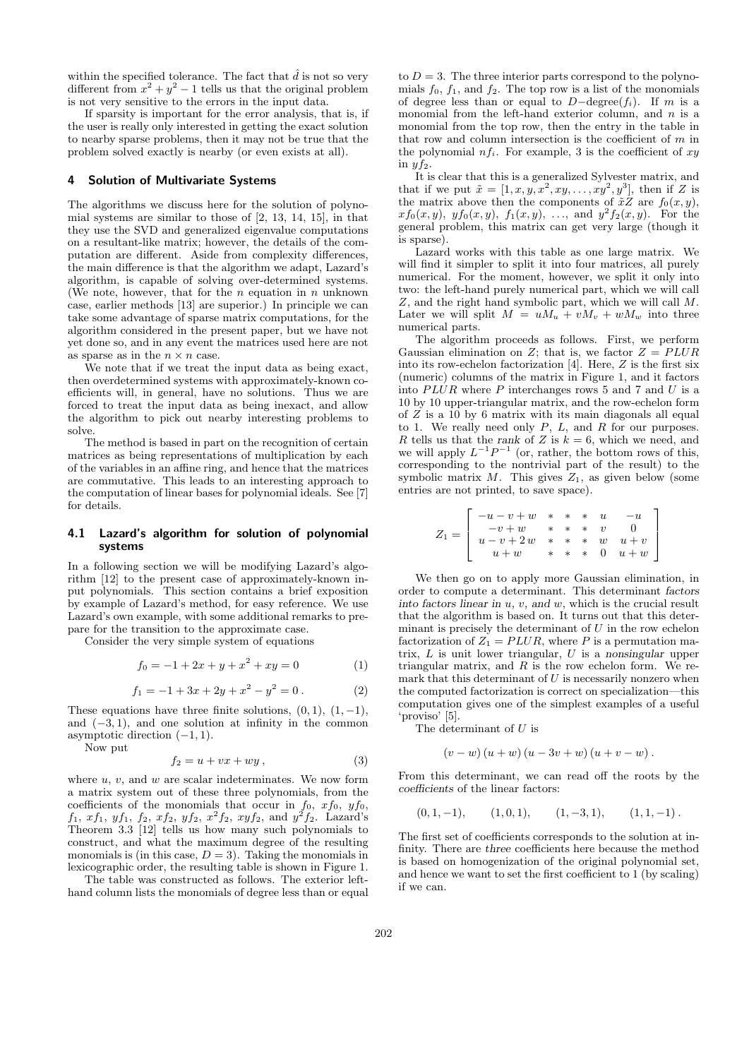within the specified tolerance. The fact that $\hat{d}$ is not so very different from $x^2 + y^2 - 1$ tells us that the original problem is not very sensitive to the errors in the input data.

If sparsity is important for the error analysis, that is, if the user is really only interested in getting the exact solution to nearby sparse problems, then it may not be true that the problem solved exactly is nearby (or even exists at all).

## 4 Solution of Multivariate Systems

The algorithms we discuss here for the solution of polynomial systems are similar to those of [2, 13, 14, 15], in that they use the SVD and generalized eigenvalue computations on a resultant-like matrix; however, the details of the computation are different. Aside from complexity differences, the main difference is that the algorithm we adapt, Lazard's algorithm, is capable of solving over-determined systems. (We note, however, that for the $n$ equation in $n$ unknown case, earlier methods [13] are superior.) In principle we can take some advantage of sparse matrix computations, for the algorithm considered in the present paper, but we have not yet done so, and in any event the matrices used here are not as sparse as in the $n \times n$ case.

We note that if we treat the input data as being exact, then overdetermined systems with approximately-known coefficients will, in general, have no solutions. Thus we are forced to treat the input data as being inexact, and allow the algorithm to pick out nearby interesting problems to solve.

The method is based in part on the recognition of certain matrices as being representations of multiplication by each of the variables in an affine ring, and hence that the matrices are commutative. This leads to an interesting approach to the computation of linear bases for polynomial ideals. See [7] for details.

### 4.1 Lazard's algorithm for solution of polynomial systems

In a following section we will be modifying Lazard's algorithm [12] to the present case of approximately-known input polynomials. This section contains a brief exposition by example of Lazard's method, for easy reference. We use Lazard's own example, with some additional remarks to prepare for the transition to the approximate case.

Consider the very simple system of equations

$$f_0 = -1 + 2x + y + x^2 + xy = 0 \tag{1}$$

$$f_1 = -1 + 3x + 2y + x^2 - y^2 = 0\,. \tag{2}$$

These equations have three finite solutions, $(0, 1)$, $(1, -1)$, and $(-3, 1)$, and one solution at infinity in the common asymptotic direction $(-1, 1)$.

Now put

$$f_2 = u + vx + wy\,, \tag{3}$$

where $u$, $v$, and $w$ are scalar indeterminates. We now form a matrix system out of these three polynomials, from the coefficients of the monomials that occur in $f_0$, $xf_0$, $yf_0$, $f_1$, $xf_1$, $yf_1$, $f_2$, $xf_2$, $yf_2$, $x^2f_2$, $xyf_2$, and $y^2f_2$. Lazard's Theorem 3.3 [12] tells us how many such polynomials to construct, and what the maximum degree of the resulting monomials is (in this case, $D = 3$). Taking the monomials in lexicographic order, the resulting table is shown in Figure 1.

The table was constructed as follows. The exterior left-hand column lists the monomials of degree less than or equal to $D = 3$. The three interior parts correspond to the polynomials $f_0$, $f_1$, and $f_2$. The top row is a list of the monomials of degree less than or equal to $D-\text{degree}(f_i)$. If $m$ is a monomial from the left-hand exterior column, and $n$ is a monomial from the top row, then the entry in the table in that row and column intersection is the coefficient of $m$ in the polynomial $nf_i$. For example, 3 is the coefficient of $xy$ in $yf_2$.

It is clear that this is a generalized Sylvester matrix, and that if we put $\tilde{x} = [1, x, y, x^2, xy, \ldots, xy^2, y^3]$, then if $Z$ is the matrix above then the components of $\tilde{x}Z$ are $f_0(x, y)$, $xf_0(x, y)$, $yf_0(x, y)$, $f_1(x, y)$, $\ldots$, and $y^2f_2(x, y)$. For the general problem, this matrix can get very large (though it is sparse).

Lazard works with this table as one large matrix. We will find it simpler to split it into four matrices, all purely numerical. For the moment, however, we split it only into two: the left-hand purely numerical part, which we will call $Z$, and the right hand symbolic part, which we will call $M$. Later we will split $M = uM_u + vM_v + wM_w$ into three numerical parts.

The algorithm proceeds as follows. First, we perform Gaussian elimination on $Z$; that is, we factor $Z = PLUR$ into its row-echelon factorization [4]. Here, $Z$ is the first six (numeric) columns of the matrix in Figure 1, and it factors into $PLUR$ where $P$ interchanges rows 5 and 7 and $U$ is a 10 by 10 upper-triangular matrix, and the row-echelon form of $Z$ is a 10 by 6 matrix with its main diagonals all equal to 1. We really need only $P$, $L$, and $R$ for our purposes. $R$ tells us that the *rank* of $Z$ is $k = 6$, which we need, and we will apply $L^{-1}P^{-1}$ (or, rather, the bottom rows of this, corresponding to the nontrivial part of the result) to the symbolic matrix $M$. This gives $Z_1$, as given below (some entries are not printed, to save space).

$$Z_1 = \begin{bmatrix} -u - v + w & * & * & * & u & -u \\ -v + w & * & * & * & v & 0 \\ u - v + 2w & * & * & * & w & u + v \\ u + w & * & * & * & 0 & u + w \end{bmatrix}$$

We then go on to apply more Gaussian elimination, in order to compute a determinant. This determinant *factors into factors linear in $u$, $v$, and $w$*, which is the crucial result that the algorithm is based on. It turns out that this determinant is precisely the determinant of $U$ in the row echelon factorization of $Z_1 = PLUR$, where $P$ is a permutation matrix, $L$ is unit lower triangular, $U$ is a *nonsingular* upper triangular matrix, and $R$ is the row echelon form. We remark that this determinant of $U$ is necessarily nonzero when the computed factorization is correct on specialization—this computation gives one of the simplest examples of a useful 'proviso' [5].

The determinant of $U$ is

$$(v - w)\,(u + w)\,(u - 3v + w)\,(u + v - w)\,.$$

From this determinant, we can read off the roots by the *coefficients* of the linear factors:

$$(0, 1, -1), \qquad (1, 0, 1), \qquad (1, -3, 1), \qquad (1, 1, -1)\,.$$

The first set of coefficients corresponds to the solution at infinity. There are *three* coefficients here because the method is based on homogenization of the original polynomial set, and hence we want to set the first coefficient to 1 (by scaling) if we can.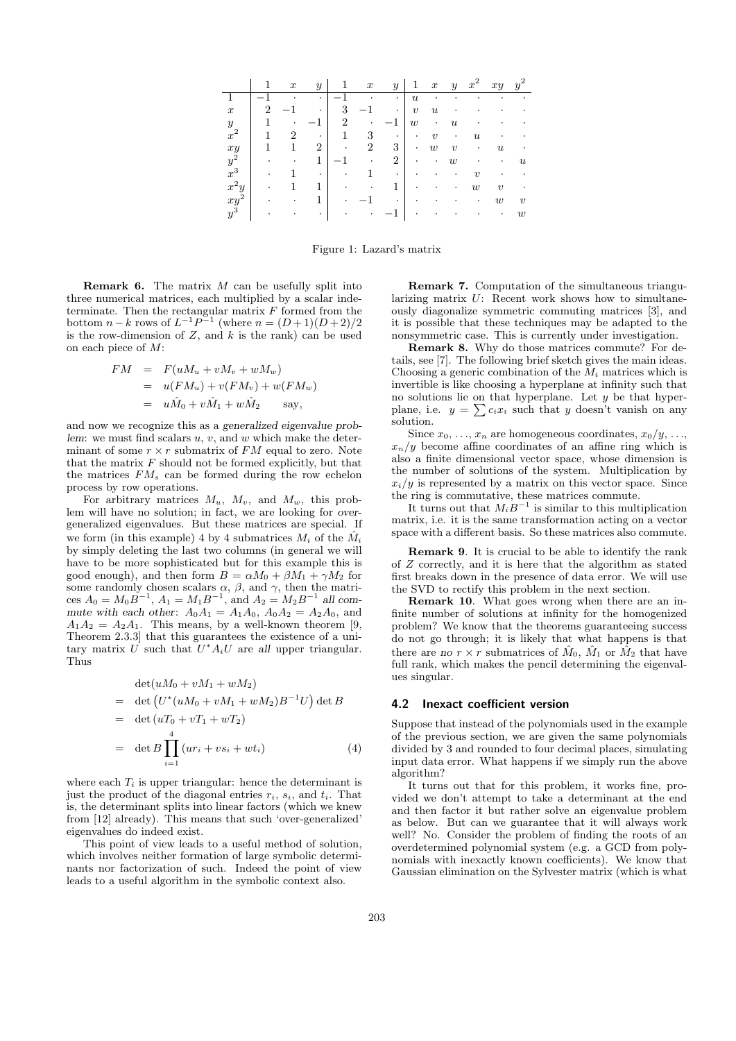| | 1 | $x$ | $y$ | 1 | $x$ | $y$ | 1 | $x$ | $y$ | $x^2$ | $xy$ | $y^2$ |
|---|---|---|---|---|---|---|---|---|---|---|---|---|
| 1 | $-1$ | · | · | $-1$ | · | · | $u$ | · | · | · | · | · |
| $x$ | 2 | $-1$ | · | 3 | $-1$ | · | $v$ | $u$ | · | · | · | · |
| $y$ | 1 | · | $-1$ | 2 | · | $-1$ | $w$ | · | $u$ | · | · | · |
| $x^2$ | 1 | 2 | · | 1 | 3 | · | · | $v$ | · | $u$ | · | · |
| $xy$ | 1 | 1 | 2 | · | 2 | 3 | · | $w$ | $v$ | · | $u$ | · |
| $y^2$ | · | · | 1 | $-1$ | · | 2 | · | · | $w$ | · | · | $u$ |
| $x^3$ | · | 1 | · | · | 1 | · | · | · | · | $v$ | · | · |
| $x^2y$ | · | 1 | 1 | · | · | 1 | · | · | · | $w$ | $v$ | · |
| $xy^2$ | · | · | 1 | · | $-1$ | · | · | · | · | · | $w$ | $v$ |
| $y^3$ | · | · | · | · | · | $-1$ | · | · | · | · | · | $w$ |

Figure 1: Lazard's matrix

**Remark 6.** The matrix $M$ can be usefully split into three numerical matrices, each multiplied by a scalar indeterminate. Then the rectangular matrix $F$ formed from the bottom $n-k$ rows of $L^{-1}P^{-1}$ (where $n = (D+1)(D+2)/2$ is the row-dimension of $Z$, and $k$ is the rank) can be used on each piece of $M$:

$$
\begin{aligned}
FM &= F(uM_u + vM_v + wM_w) \\
&= u(FM_u) + v(FM_v) + w(FM_w) \\
&= u\hat{M}_0 + v\hat{M}_1 + w\hat{M}_2 \qquad \text{say,}
\end{aligned}
$$

and now we recognize this as a *generalized eigenvalue problem*: we must find scalars $u$, $v$, and $w$ which make the determinant of some $r \times r$ submatrix of $FM$ equal to zero. Note that the matrix $F$ should not be formed explicitly, but that the matrices $FM_s$ can be formed during the row echelon process by row operations.

For arbitrary matrices $M_u$, $M_v$, and $M_w$, this problem will have no solution; in fact, we are looking for *over-generalized eigenvalues*. But these matrices are special. If we form (in this example) 4 by 4 submatrices $M_i$ of the $\hat{M}_i$ by simply deleting the last two columns (in general we will have to be more sophisticated but for this example this is good enough), and then form $B = \alpha M_0 + \beta M_1 + \gamma M_2$ for some randomly chosen scalars $\alpha$, $\beta$, and $\gamma$, then the matrices $A_0 = M_0 B^{-1}$, $A_1 = M_1 B^{-1}$, and $A_2 = M_2 B^{-1}$ *all commute with each other*: $A_0 A_1 = A_1 A_0$, $A_0 A_2 = A_2 A_0$, and $A_1 A_2 = A_2 A_1$. This means, by a well-known theorem [9, Theorem 2.3.3] that this guarantees the existence of a unitary matrix $U$ such that $U^* A_i U$ are *all* upper triangular. Thus

$$
\begin{aligned}
& \det(uM_0 + vM_1 + wM_2) \\
= \;& \det\left(U^*(uM_0 + vM_1 + wM_2)B^{-1}U\right)\det B \\
= \;& \det\left(uT_0 + vT_1 + wT_2\right) \\
= \;& \det B \prod_{i=1}^{4}(ur_i + vs_i + wt_i) \qquad (4)
\end{aligned}
$$

where each $T_i$ is upper triangular: hence the determinant is just the product of the diagonal entries $r_i$, $s_i$, and $t_i$. That is, the determinant splits into linear factors (which we knew from [12] already). This means that such 'over-generalized' eigenvalues do indeed exist.

This point of view leads to a useful method of solution, which involves neither formation of large symbolic determinants nor factorization of such. Indeed the point of view leads to a useful algorithm in the symbolic context also.

**Remark 7.** Computation of the simultaneous triangularizing matrix $U$: Recent work shows how to simultaneously diagonalize symmetric commuting matrices [3], and it is possible that these techniques may be adapted to the nonsymmetric case. This is currently under investigation.

**Remark 8.** Why do those matrices commute? For details, see [7]. The following brief sketch gives the main ideas. Choosing a generic combination of the $M_i$ matrices which is invertible is like choosing a hyperplane at infinity such that no solutions lie on that hyperplane. Let $y$ be that hyperplane, i.e. $y = \sum c_i x_i$ such that $y$ doesn't vanish on any solution.

Since $x_0, \ldots, x_n$ are homogeneous coordinates, $x_0/y, \ldots, x_n/y$ become affine coordinates of an affine ring which is also a finite dimensional vector space, whose dimension is the number of solutions of the system. Multiplication by $x_i/y$ is represented by a matrix on this vector space. Since the ring is commutative, these matrices commute.

It turns out that $M_i B^{-1}$ is similar to this multiplication matrix, i.e. it is the same transformation acting on a vector space with a different basis. So these matrices also commute.

**Remark 9**. It is crucial to be able to identify the rank of $Z$ correctly, and it is here that the algorithm as stated first breaks down in the presence of data error. We will use the SVD to rectify this problem in the next section.

**Remark 10**. What goes wrong when there are an infinite number of solutions at infinity for the homogenized problem? We know that the theorems guaranteeing success do not go through; it is likely that what happens is that there are *no* $r \times r$ submatrices of $\hat{M}_0$, $\hat{M}_1$ or $\hat{M}_2$ that have full rank, which makes the pencil determining the eigenvalues singular.

### 4.2 Inexact coefficient version

Suppose that instead of the polynomials used in the example of the previous section, we are given the same polynomials divided by 3 and rounded to four decimal places, simulating input data error. What happens if we simply run the above algorithm?

It turns out that for this problem, it works fine, provided we don't attempt to take a determinant at the end and then factor it but rather solve an eigenvalue problem as below. But can we guarantee that it will always work well? No. Consider the problem of finding the roots of an overdetermined polynomial system (e.g. a GCD from polynomials with inexactly known coefficients). We know that Gaussian elimination on the Sylvester matrix (which is what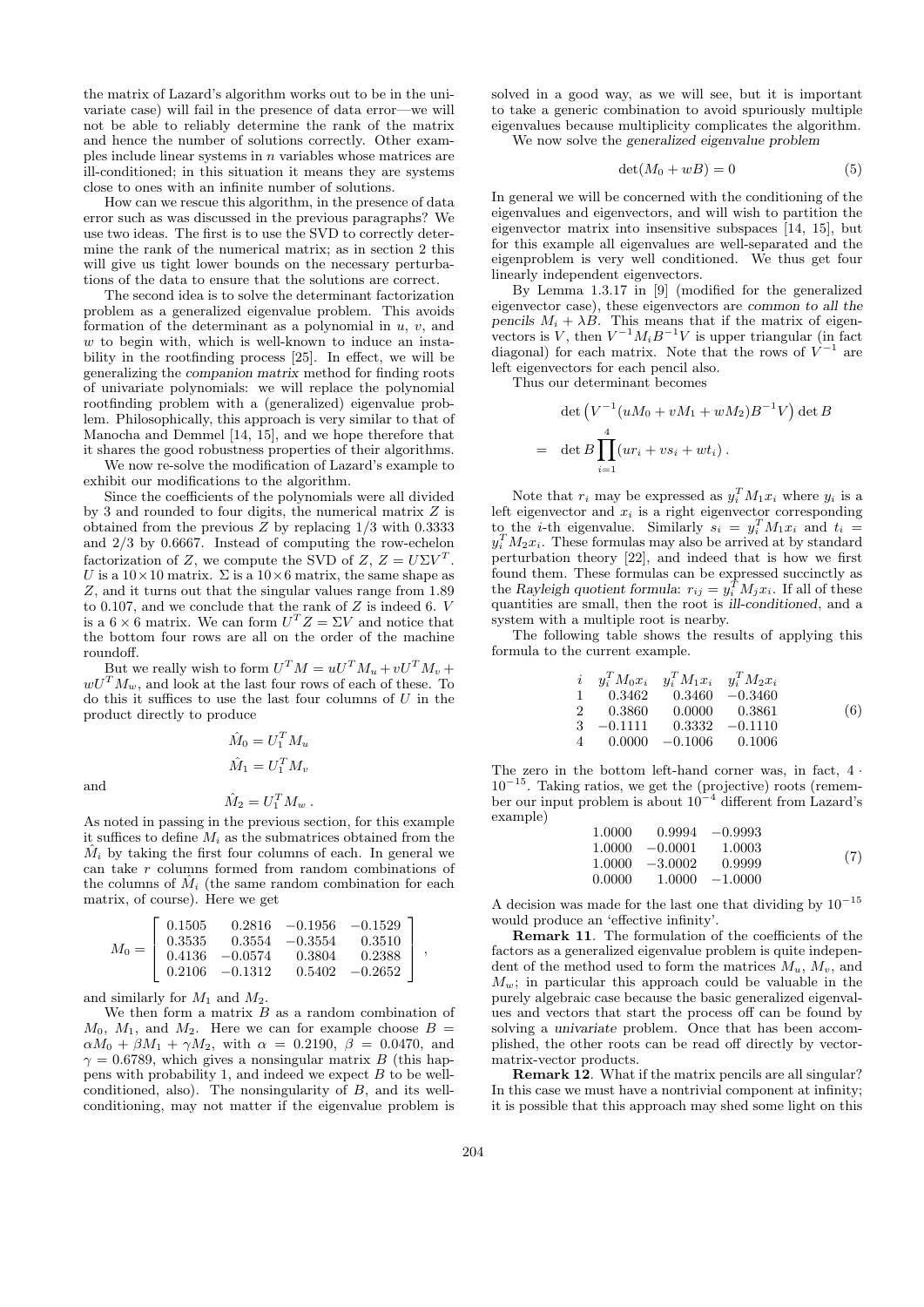the matrix of Lazard's algorithm works out to be in the univariate case) will fail in the presence of data error—we will not be able to reliably determine the rank of the matrix and hence the number of solutions correctly. Other examples include linear systems in $n$ variables whose matrices are ill-conditioned; in this situation it means they are systems close to ones with an infinite number of solutions.

How can we rescue this algorithm, in the presence of data error such as was discussed in the previous paragraphs? We use two ideas. The first is to use the SVD to correctly determine the rank of the numerical matrix; as in section 2 this will give us tight lower bounds on the necessary perturbations of the data to ensure that the solutions are correct.

The second idea is to solve the determinant factorization problem as a generalized eigenvalue problem. This avoids formation of the determinant as a polynomial in $u$, $v$, and $w$ to begin with, which is well-known to induce an instability in the rootfinding process [25]. In effect, we will be generalizing the *companion matrix* method for finding roots of univariate polynomials: we will replace the polynomial rootfinding problem with a (generalized) eigenvalue problem. Philosophically, this approach is very similar to that of Manocha and Demmel [14, 15], and we hope therefore that it shares the good robustness properties of their algorithms.

We now re-solve the modification of Lazard's example to exhibit our modifications to the algorithm.

Since the coefficients of the polynomials were all divided by 3 and rounded to four digits, the numerical matrix $Z$ is obtained from the previous $Z$ by replacing $1/3$ with 0.3333 and $2/3$ by 0.6667. Instead of computing the row-echelon factorization of $Z$, we compute the SVD of $Z$, $Z = U\Sigma V^T$. $U$ is a $10\times 10$ matrix. $\Sigma$ is a $10\times 6$ matrix, the same shape as $Z$, and it turns out that the singular values range from 1.89 to 0.107, and we conclude that the rank of $Z$ is indeed 6. $V$ is a $6\times 6$ matrix. We can form $U^TZ = \Sigma V$ and notice that the bottom four rows are all on the order of the machine roundoff.

But we really wish to form $U^TM = uU^TM_u + vU^TM_v + wU^TM_w$, and look at the last four rows of each of these. To do this it suffices to use the last four columns of $U$ in the product directly to produce

$$\hat{M}_0 = U_1^T M_u$$

$$\hat{M}_1 = U_1^T M_v$$

and

$$\hat{M}_2 = U_1^T M_w\,.$$

As noted in passing in the previous section, for this example it suffices to define $M_i$ as the submatrices obtained from the $\hat{M}_i$ by taking the first four columns of each. In general we can take $r$ columns formed from random combinations of the columns of $\hat{M}_i$ (the same random combination for each matrix, of course). Here we get

$$M_0 = \begin{bmatrix} 0.1505 & 0.2816 & -0.1956 & -0.1529 \\ 0.3535 & 0.3554 & -0.3554 & 0.3510 \\ 0.4136 & -0.0574 & 0.3804 & 0.2388 \\ 0.2106 & -0.1312 & 0.5402 & -0.2652 \end{bmatrix},$$

and similarly for $M_1$ and $M_2$.

We then form a matrix $B$ as a random combination of $M_0$, $M_1$, and $M_2$. Here we can for example choose $B = \alpha M_0 + \beta M_1 + \gamma M_2$, with $\alpha = 0.2190$, $\beta = 0.0470$, and $\gamma = 0.6789$, which gives a nonsingular matrix $B$ (this happens with probability 1, and indeed we expect $B$ to be well-conditioned, also). The nonsingularity of $B$, and its well-conditioning, may not matter if the eigenvalue problem is solved in a good way, as we will see, but it is important to take a generic combination to avoid spuriously multiple eigenvalues because multiplicity complicates the algorithm.

We now solve the *generalized eigenvalue problem*

$$\det(M_0 + wB) = 0 \tag{5}$$

In general we will be concerned with the conditioning of the eigenvalues and eigenvectors, and will wish to partition the eigenvector matrix into insensitive subspaces [14, 15], but for this example all eigenvalues are well-separated and the eigenproblem is very well conditioned. We thus get four linearly independent eigenvectors.

By Lemma 1.3.17 in [9] (modified for the generalized eigenvector case), these eigenvectors are *common to all the pencils* $M_i + \lambda B$. This means that if the matrix of eigenvectors is $V$, then $V^{-1}M_iB^{-1}V$ is upper triangular (in fact diagonal) for each matrix. Note that the rows of $V^{-1}$ are left eigenvectors for each pencil also.

Thus our determinant becomes

$$\begin{aligned} & \det\left(V^{-1}(uM_0 + vM_1 + wM_2)B^{-1}V\right)\det B \\ = \;& \det B \prod_{i=1}^{4}(ur_i + vs_i + wt_i)\,. \end{aligned}$$

Note that $r_i$ may be expressed as $y_i^T M_1 x_i$ where $y_i$ is a left eigenvector and $x_i$ is a right eigenvector corresponding to the $i$-th eigenvalue. Similarly $s_i = y_i^T M_1 x_i$ and $t_i = y_i^T M_2 x_i$. These formulas may also be arrived at by standard perturbation theory [22], and indeed that is how we first found them. These formulas can be expressed succinctly as the *Rayleigh quotient formula*: $r_{ij} = y_i^T M_j x_i$. If all of these quantities are small, then the root is *ill-conditioned*, and a system with a multiple root is nearby.

The following table shows the results of applying this formula to the current example.

$$\begin{array}{cccc} i & y_i^T M_0 x_i & y_i^T M_1 x_i & y_i^T M_2 x_i \\ 1 & 0.3462 & 0.3460 & -0.3460 \\ 2 & 0.3860 & 0.0000 & 0.3861 \\ 3 & -0.1111 & 0.3332 & -0.1110 \\ 4 & 0.0000 & -0.1006 & 0.1006 \end{array} \tag{6}$$

The zero in the bottom left-hand corner was, in fact, $4\cdot 10^{-15}$. Taking ratios, we get the (projective) roots (remember our input problem is about $10^{-4}$ different from Lazard's example)

$$\begin{array}{ccc} 1.0000 & 0.9994 & -0.9993 \\ 1.0000 & -0.0001 & 1.0003 \\ 1.0000 & -3.0002 & 0.9999 \\ 0.0000 & 1.0000 & -1.0000 \end{array} \tag{7}$$

A decision was made for the last one that dividing by $10^{-15}$ would produce an 'effective infinity'.

**Remark 11.** The formulation of the coefficients of the factors as a generalized eigenvalue problem is quite independent of the method used to form the matrices $M_u$, $M_v$, and $M_w$; in particular this approach could be valuable in the purely algebraic case because the basic generalized eigenvalues and vectors that start the process off can be found by solving a *univariate* problem. Once that has been accomplished, the other roots can be read off directly by vector-matrix-vector products.

**Remark 12.** What if the matrix pencils are all singular? In this case we must have a nontrivial component at infinity; it is possible that this approach may shed some light on this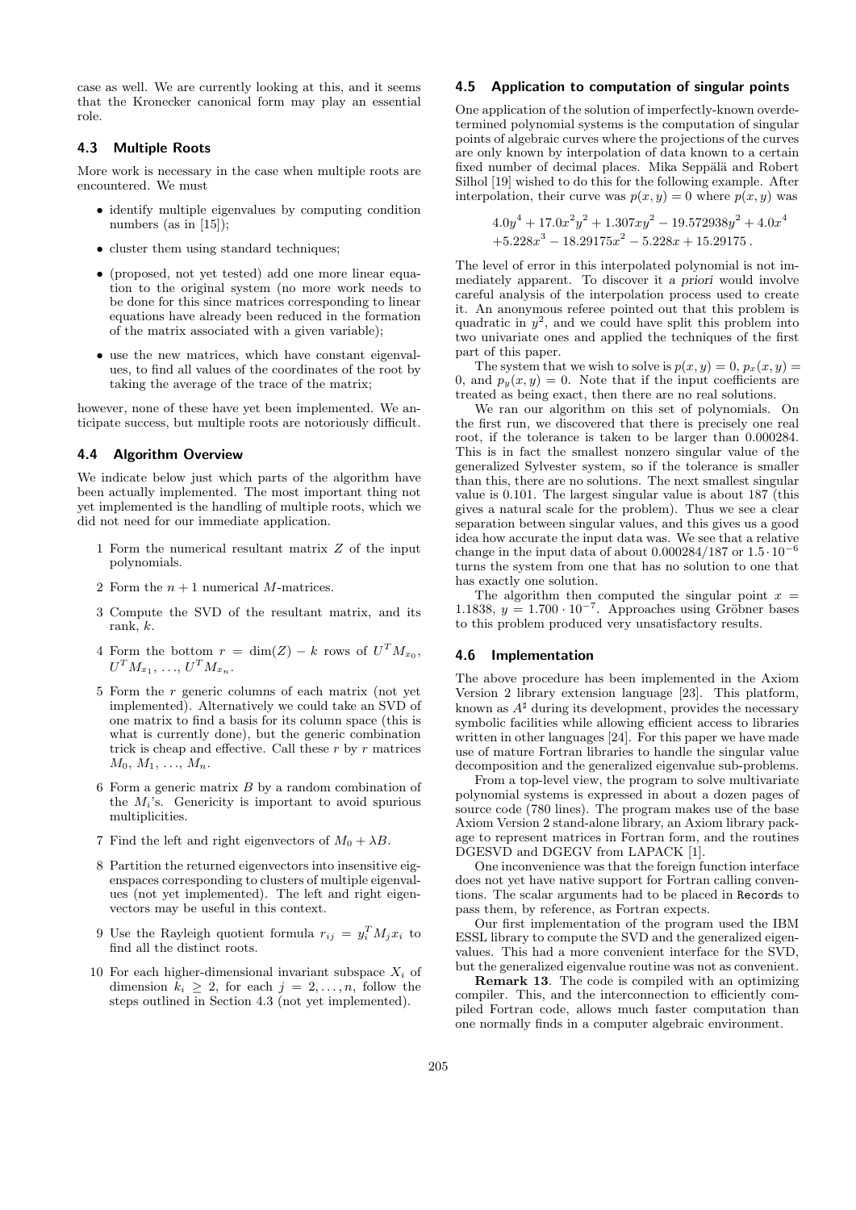case as well. We are currently looking at this, and it seems that the Kronecker canonical form may play an essential role.

### 4.3 Multiple Roots

More work is necessary in the case when multiple roots are encountered. We must

- identify multiple eigenvalues by computing condition numbers (as in [15]);
- cluster them using standard techniques;
- (proposed, not yet tested) add one more linear equation to the original system (no more work needs to be done for this since matrices corresponding to linear equations have already been reduced in the formation of the matrix associated with a given variable);
- use the new matrices, which have constant eigenvalues, to find all values of the coordinates of the root by taking the average of the trace of the matrix;

however, none of these have yet been implemented. We anticipate success, but multiple roots are notoriously difficult.

### 4.4 Algorithm Overview

We indicate below just which parts of the algorithm have been actually implemented. The most important thing not yet implemented is the handling of multiple roots, which we did not need for our immediate application.

1. Form the numerical resultant matrix $Z$ of the input polynomials.
2. Form the $n+1$ numerical $M$-matrices.
3. Compute the SVD of the resultant matrix, and its rank, $k$.
4. Form the bottom $r = \dim(Z) - k$ rows of $U^T M_{x_0}$, $U^T M_{x_1}$, ..., $U^T M_{x_n}$.
5. Form the $r$ generic columns of each matrix (not yet implemented). Alternatively we could take an SVD of one matrix to find a basis for its column space (this is what is currently done), but the generic combination trick is cheap and effective. Call these $r$ by $r$ matrices $M_0$, $M_1$, ..., $M_n$.
6. Form a generic matrix $B$ by a random combination of the $M_i$'s. Genericity is important to avoid spurious multiplicities.
7. Find the left and right eigenvectors of $M_0 + \lambda B$.
8. Partition the returned eigenvectors into insensitive eigenspaces corresponding to clusters of multiple eigenvalues (not yet implemented). The left and right eigenvectors may be useful in this context.
9. Use the Rayleigh quotient formula $r_{ij} = y_i^T M_j x_i$ to find all the distinct roots.
10. For each higher-dimensional invariant subspace $X_i$ of dimension $k_i \geq 2$, for each $j = 2, \ldots, n$, follow the steps outlined in Section 4.3 (not yet implemented).

### 4.5 Application to computation of singular points

One application of the solution of imperfectly-known overdetermined polynomial systems is the computation of singular points of algebraic curves where the projections of the curves are only known by interpolation of data known to a certain fixed number of decimal places. Mika Seppälä and Robert Silhol [19] wished to do this for the following example. After interpolation, their curve was $p(x, y) = 0$ where $p(x, y)$ was

$$
\begin{aligned}
&4.0y^4 + 17.0x^2y^2 + 1.307xy^2 - 19.572938y^2 + 4.0x^4 \\
&+5.228x^3 - 18.29175x^2 - 5.228x + 15.29175\,.
\end{aligned}
$$

The level of error in this interpolated polynomial is not immediately apparent. To discover it *a priori* would involve careful analysis of the interpolation process used to create it. An anonymous referee pointed out that this problem is quadratic in $y^2$, and we could have split this problem into two univariate ones and applied the techniques of the first part of this paper.

The system that we wish to solve is $p(x, y) = 0$, $p_x(x, y) = 0$, and $p_y(x, y) = 0$. Note that if the input coefficients are treated as being exact, then there are no real solutions.

We ran our algorithm on this set of polynomials. On the first run, we discovered that there is precisely one real root, if the tolerance is taken to be larger than 0.000284. This is in fact the smallest nonzero singular value of the generalized Sylvester system, so if the tolerance is smaller than this, there are no solutions. The next smallest singular value is 0.101. The largest singular value is about 187 (this gives a natural scale for the problem). Thus we see a clear separation between singular values, and this gives us a good idea how accurate the input data was. We see that a relative change in the input data of about 0.000284/187 or $1.5 \cdot 10^{-6}$ turns the system from one that has no solution to one that has exactly one solution.

The algorithm then computed the singular point $x = 1.1838$, $y = 1.700 \cdot 10^{-7}$. Approaches using Gröbner bases to this problem produced very unsatisfactory results.

### 4.6 Implementation

The above procedure has been implemented in the Axiom Version 2 library extension language [23]. This platform, known as $A^\sharp$ during its development, provides the necessary symbolic facilities while allowing efficient access to libraries written in other languages [24]. For this paper we have made use of mature Fortran libraries to handle the singular value decomposition and the generalized eigenvalue sub-problems.

From a top-level view, the program to solve multivariate polynomial systems is expressed in about a dozen pages of source code (780 lines). The program makes use of the base Axiom Version 2 stand-alone library, an Axiom library package to represent matrices in Fortran form, and the routines DGESVD and DGEGV from LAPACK [1].

One inconvenience was that the foreign function interface does not yet have native support for Fortran calling conventions. The scalar arguments had to be placed in `Records` to pass them, by reference, as Fortran expects.

Our first implementation of the program used the IBM ESSL library to compute the SVD and the generalized eigenvalues. This had a more convenient interface for the SVD, but the generalized eigenvalue routine was not as convenient.

**Remark 13**. The code is compiled with an optimizing compiler. This, and the interconnection to efficiently compiled Fortran code, allows much faster computation than one normally finds in a computer algebraic environment.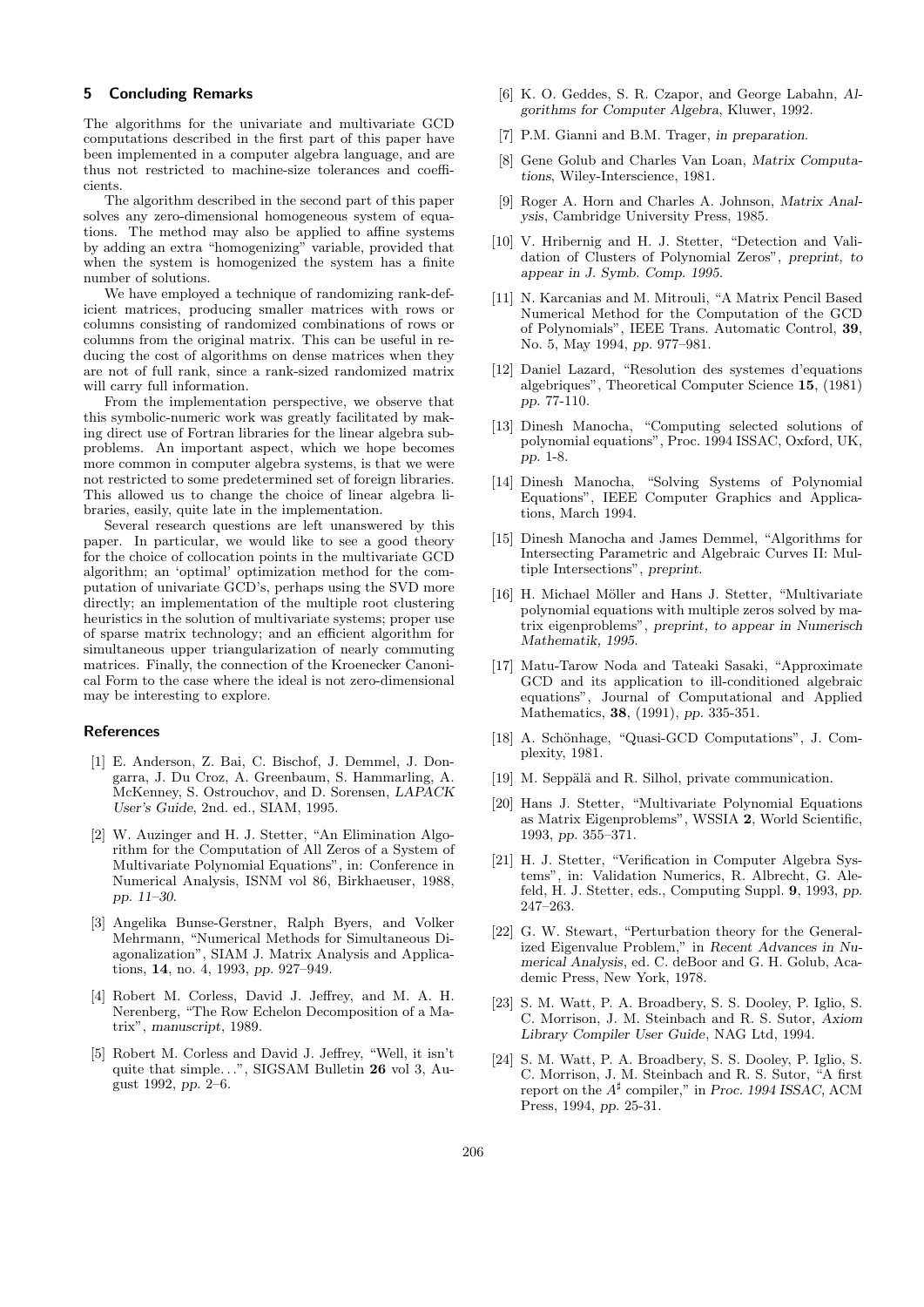## 5 Concluding Remarks

The algorithms for the univariate and multivariate GCD computations described in the first part of this paper have been implemented in a computer algebra language, and are thus not restricted to machine-size tolerances and coefficients.

The algorithm described in the second part of this paper solves any zero-dimensional homogeneous system of equations. The method may also be applied to affine systems by adding an extra "homogenizing" variable, provided that when the system is homogenized the system has a finite number of solutions.

We have employed a technique of randomizing rank-deficient matrices, producing smaller matrices with rows or columns consisting of randomized combinations of rows or columns from the original matrix. This can be useful in reducing the cost of algorithms on dense matrices when they are not of full rank, since a rank-sized randomized matrix will carry full information.

From the implementation perspective, we observe that this symbolic-numeric work was greatly facilitated by making direct use of Fortran libraries for the linear algebra subproblems. An important aspect, which we hope becomes more common in computer algebra systems, is that we were not restricted to some predetermined set of foreign libraries. This allowed us to change the choice of linear algebra libraries, easily, quite late in the implementation.

Several research questions are left unanswered by this paper. In particular, we would like to see a good theory for the choice of collocation points in the multivariate GCD algorithm; an 'optimal' optimization method for the computation of univariate GCD's, perhaps using the SVD more directly; an implementation of the multiple root clustering heuristics in the solution of multivariate systems; proper use of sparse matrix technology; and an efficient algorithm for simultaneous upper triangularization of nearly commuting matrices. Finally, the connection of the Kroenecker Canonical Form to the case where the ideal is not zero-dimensional may be interesting to explore.

## References

[1] E. Anderson, Z. Bai, C. Bischof, J. Demmel, J. Dongarra, J. Du Croz, A. Greenbaum, S. Hammarling, A. McKenney, S. Ostrouchov, and D. Sorensen, *LAPACK User's Guide*, 2nd. ed., SIAM, 1995.

[2] W. Auzinger and H. J. Stetter, "An Elimination Algorithm for the Computation of All Zeros of a System of Multivariate Polynomial Equations", in: Conference in Numerical Analysis, ISNM vol 86, Birkhaeuser, 1988, *pp. 11–30*.

[3] Angelika Bunse-Gerstner, Ralph Byers, and Volker Mehrmann, "Numerical Methods for Simultaneous Diagonalization", SIAM J. Matrix Analysis and Applications, **14**, no. 4, 1993, *pp.* 927–949.

[4] Robert M. Corless, David J. Jeffrey, and M. A. H. Nerenberg, "The Row Echelon Decomposition of a Matrix", *manuscript*, 1989.

[5] Robert M. Corless and David J. Jeffrey, "Well, it isn't quite that simple...", SIGSAM Bulletin **26** vol 3, August 1992, *pp.* 2–6.

[6] K. O. Geddes, S. R. Czapor, and George Labahn, *Algorithms for Computer Algebra*, Kluwer, 1992.

[7] P.M. Gianni and B.M. Trager, *in preparation*.

[8] Gene Golub and Charles Van Loan, *Matrix Computations*, Wiley-Interscience, 1981.

[9] Roger A. Horn and Charles A. Johnson, *Matrix Analysis*, Cambridge University Press, 1985.

[10] V. Hribernig and H. J. Stetter, "Detection and Validation of Clusters of Polynomial Zeros", *preprint, to appear in J. Symb. Comp. 1995*.

[11] N. Karcanias and M. Mitrouli, "A Matrix Pencil Based Numerical Method for the Computation of the GCD of Polynomials", IEEE Trans. Automatic Control, **39**, No. 5, May 1994, *pp.* 977–981.

[12] Daniel Lazard, "Resolution des systemes d'equations algebriques", Theoretical Computer Science **15**, (1981) *pp.* 77-110.

[13] Dinesh Manocha, "Computing selected solutions of polynomial equations", Proc. 1994 ISSAC, Oxford, UK, *pp.* 1-8.

[14] Dinesh Manocha, "Solving Systems of Polynomial Equations", IEEE Computer Graphics and Applications, March 1994.

[15] Dinesh Manocha and James Demmel, "Algorithms for Intersecting Parametric and Algebraic Curves II: Multiple Intersections", *preprint*.

[16] H. Michael Möller and Hans J. Stetter, "Multivariate polynomial equations with multiple zeros solved by matrix eigenproblems", *preprint, to appear in Numerisch Mathematik, 1995*.

[17] Matu-Tarow Noda and Tateaki Sasaki, "Approximate GCD and its application to ill-conditioned algebraic equations", Journal of Computational and Applied Mathematics, **38**, (1991), *pp.* 335-351.

[18] A. Schönhage, "Quasi-GCD Computations", J. Complexity, 1981.

[19] M. Seppälä and R. Silhol, private communication.

[20] Hans J. Stetter, "Multivariate Polynomial Equations as Matrix Eigenproblems", WSSIA **2**, World Scientific, 1993, *pp.* 355–371.

[21] H. J. Stetter, "Verification in Computer Algebra Systems", in: Validation Numerics, R. Albrecht, G. Alefeld, H. J. Stetter, eds., Computing Suppl. **9**, 1993, *pp.* 247–263.

[22] G. W. Stewart, "Perturbation theory for the Generalized Eigenvalue Problem," in *Recent Advances in Numerical Analysis*, ed. C. deBoor and G. H. Golub, Academic Press, New York, 1978.

[23] S. M. Watt, P. A. Broadbery, S. S. Dooley, P. Iglio, S. C. Morrison, J. M. Steinbach and R. S. Sutor, *Axiom Library Compiler User Guide*, NAG Ltd, 1994.

[24] S. M. Watt, P. A. Broadbery, S. S. Dooley, P. Iglio, S. C. Morrison, J. M. Steinbach and R. S. Sutor, "A first report on the $A^\sharp$ compiler," in *Proc. 1994 ISSAC*, ACM Press, 1994, *pp.* 25-31.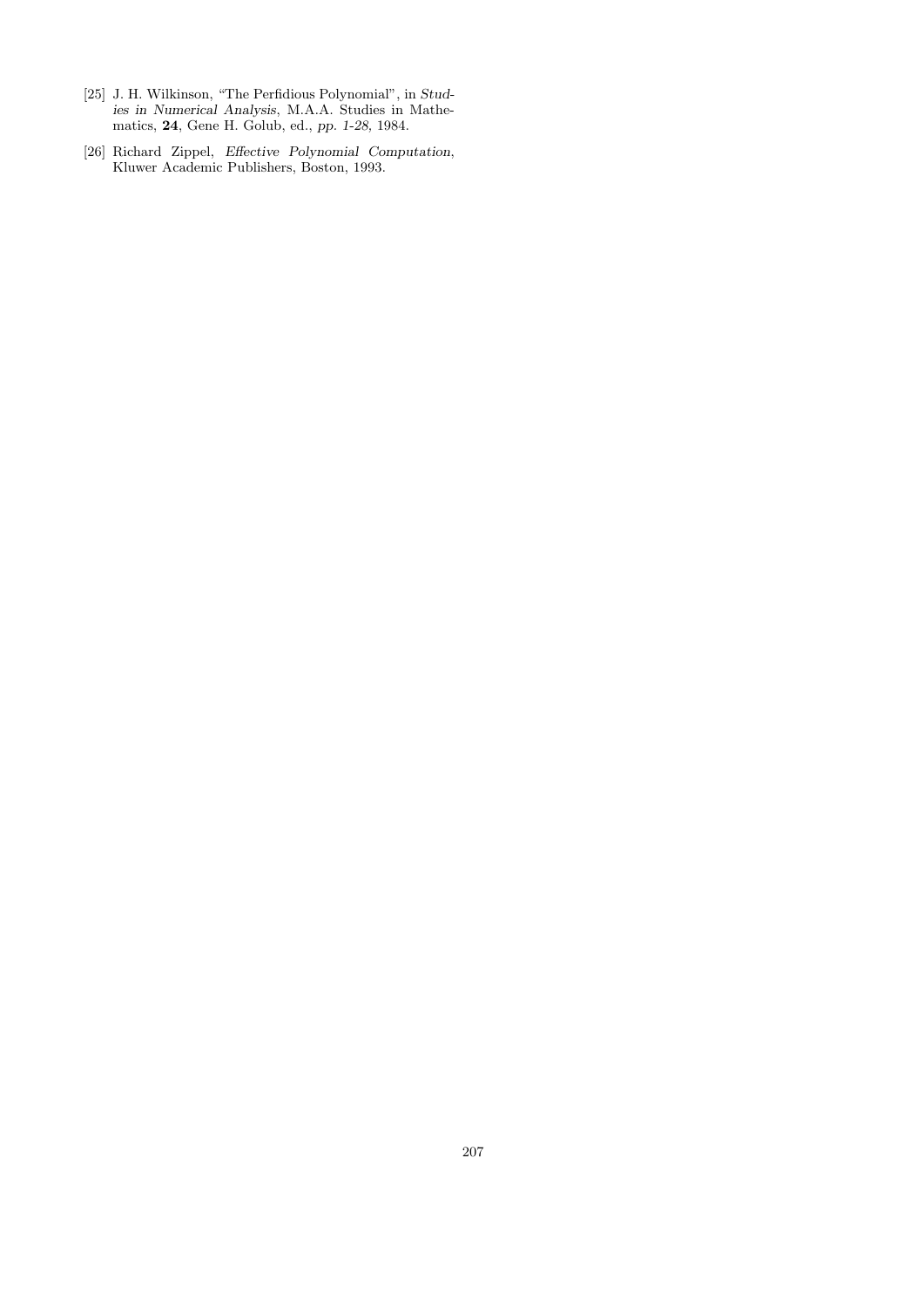[25] J. H. Wilkinson, "The Perfidious Polynomial", in *Studies in Numerical Analysis*, M.A.A. Studies in Mathematics, **24**, Gene H. Golub, ed., *pp. 1-28*, 1984.

[26] Richard Zippel, *Effective Polynomial Computation*, Kluwer Academic Publishers, Boston, 1993.